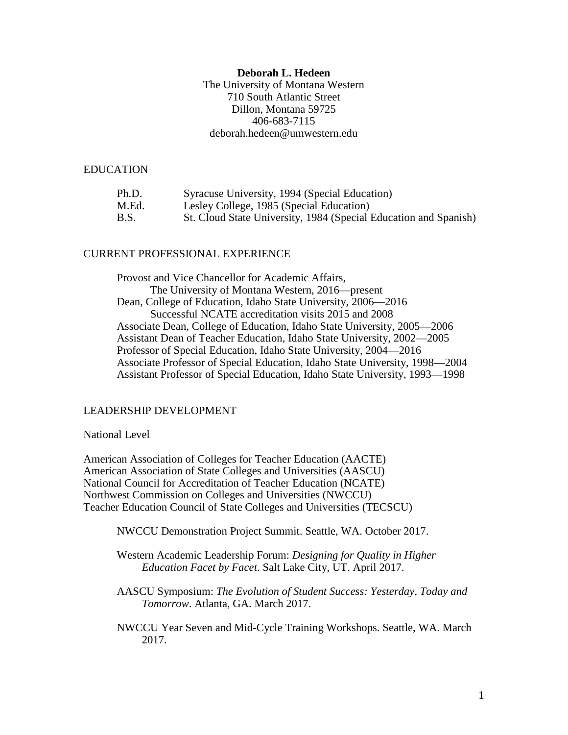# Deborah L. Hedeen

The University of Montana Western
710 South Atlantic Street
Dillon, Montana 59725
406-683-7115
deborah.hedeen@umwestern.edu

## EDUCATION

| | |
|---|---|
| Ph.D. | Syracuse University, 1994 (Special Education) |
| M.Ed. | Lesley College, 1985 (Special Education) |
| B.S. | St. Cloud State University, 1984 (Special Education and Spanish) |

## CURRENT PROFESSIONAL EXPERIENCE

Provost and Vice Chancellor for Academic Affairs,
The University of Montana Western, 2016—present
Dean, College of Education, Idaho State University, 2006—2016
Successful NCATE accreditation visits 2015 and 2008
Associate Dean, College of Education, Idaho State University, 2005—2006
Assistant Dean of Teacher Education, Idaho State University, 2002—2005
Professor of Special Education, Idaho State University, 2004—2016
Associate Professor of Special Education, Idaho State University, 1998—2004
Assistant Professor of Special Education, Idaho State University, 1993—1998

## LEADERSHIP DEVELOPMENT

### National Level

American Association of Colleges for Teacher Education (AACTE)
American Association of State Colleges and Universities (AASCU)
National Council for Accreditation of Teacher Education (NCATE)
Northwest Commission on Colleges and Universities (NWCCU)
Teacher Education Council of State Colleges and Universities (TECSCU)

NWCCU Demonstration Project Summit. Seattle, WA. October 2017.

Western Academic Leadership Forum: *Designing for Quality in Higher Education Facet by Facet*. Salt Lake City, UT. April 2017.

AASCU Symposium: *The Evolution of Student Success: Yesterday, Today and Tomorrow*. Atlanta, GA. March 2017.

NWCCU Year Seven and Mid-Cycle Training Workshops. Seattle, WA. March 2017.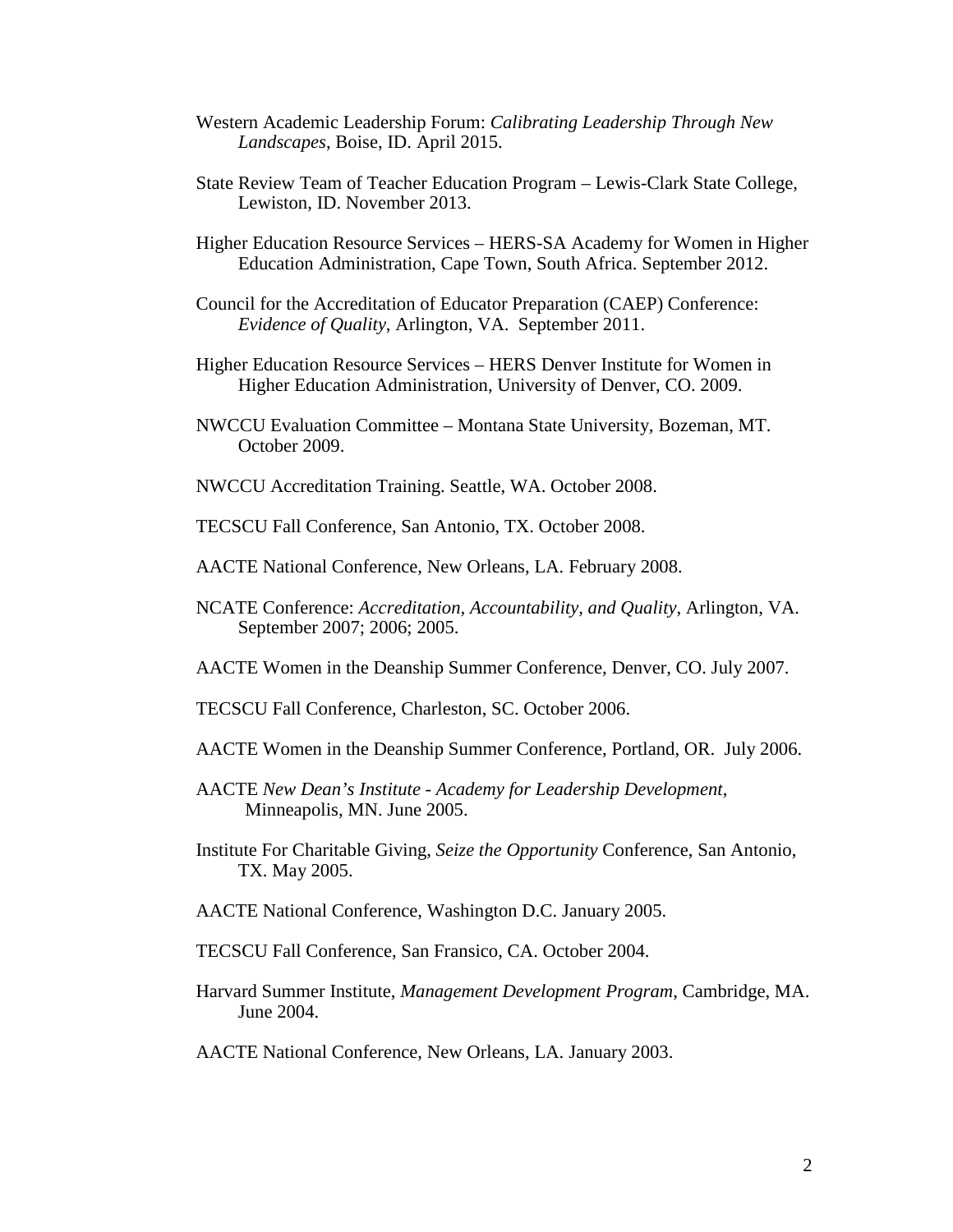Western Academic Leadership Forum: *Calibrating Leadership Through New Landscapes*, Boise, ID. April 2015.

State Review Team of Teacher Education Program – Lewis-Clark State College, Lewiston, ID. November 2013.

Higher Education Resource Services – HERS-SA Academy for Women in Higher Education Administration, Cape Town, South Africa. September 2012.

Council for the Accreditation of Educator Preparation (CAEP) Conference: *Evidence of Quality*, Arlington, VA. September 2011.

Higher Education Resource Services – HERS Denver Institute for Women in Higher Education Administration, University of Denver, CO. 2009.

NWCCU Evaluation Committee – Montana State University, Bozeman, MT. October 2009.

NWCCU Accreditation Training. Seattle, WA. October 2008.

TECSCU Fall Conference, San Antonio, TX. October 2008.

AACTE National Conference, New Orleans, LA. February 2008.

NCATE Conference: *Accreditation, Accountability, and Quality*, Arlington, VA. September 2007; 2006; 2005.

AACTE Women in the Deanship Summer Conference, Denver, CO. July 2007.

TECSCU Fall Conference, Charleston, SC. October 2006.

AACTE Women in the Deanship Summer Conference, Portland, OR. July 2006.

AACTE *New Dean's Institute - Academy for Leadership Development*, Minneapolis, MN. June 2005.

Institute For Charitable Giving, *Seize the Opportunity* Conference, San Antonio, TX. May 2005.

AACTE National Conference, Washington D.C. January 2005.

TECSCU Fall Conference, San Fransico, CA. October 2004.

Harvard Summer Institute, *Management Development Program*, Cambridge, MA. June 2004.

AACTE National Conference, New Orleans, LA. January 2003.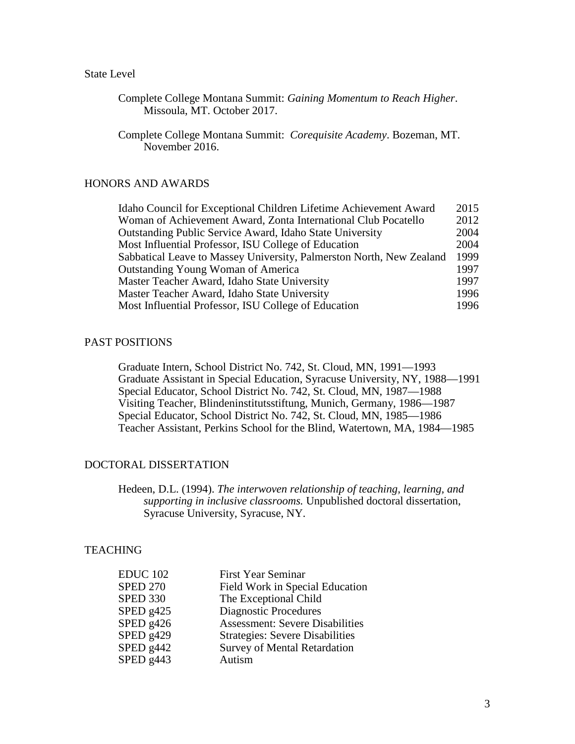State Level

Complete College Montana Summit: *Gaining Momentum to Reach Higher*. Missoula, MT. October 2017.

Complete College Montana Summit: *Corequisite Academy*. Bozeman, MT. November 2016.

## HONORS AND AWARDS

| | |
|---|---|
| Idaho Council for Exceptional Children Lifetime Achievement Award | 2015 |
| Woman of Achievement Award, Zonta International Club Pocatello | 2012 |
| Outstanding Public Service Award, Idaho State University | 2004 |
| Most Influential Professor, ISU College of Education | 2004 |
| Sabbatical Leave to Massey University, Palmerston North, New Zealand | 1999 |
| Outstanding Young Woman of America | 1997 |
| Master Teacher Award, Idaho State University | 1997 |
| Master Teacher Award, Idaho State University | 1996 |
| Most Influential Professor, ISU College of Education | 1996 |

## PAST POSITIONS

Graduate Intern, School District No. 742, St. Cloud, MN, 1991—1993
Graduate Assistant in Special Education, Syracuse University, NY, 1988—1991
Special Educator, School District No. 742, St. Cloud, MN, 1987—1988
Visiting Teacher, Blindeninstitutsstiftung, Munich, Germany, 1986—1987
Special Educator, School District No. 742, St. Cloud, MN, 1985—1986
Teacher Assistant, Perkins School for the Blind, Watertown, MA, 1984—1985

## DOCTORAL DISSERTATION

Hedeen, D.L. (1994). *The interwoven relationship of teaching, learning, and supporting in inclusive classrooms.* Unpublished doctoral dissertation, Syracuse University, Syracuse, NY.

## TEACHING

| | |
|---|---|
| EDUC 102 | First Year Seminar |
| SPED 270 | Field Work in Special Education |
| SPED 330 | The Exceptional Child |
| SPED g425 | Diagnostic Procedures |
| SPED g426 | Assessment: Severe Disabilities |
| SPED g429 | Strategies: Severe Disabilities |
| SPED g442 | Survey of Mental Retardation |
| SPED g443 | Autism |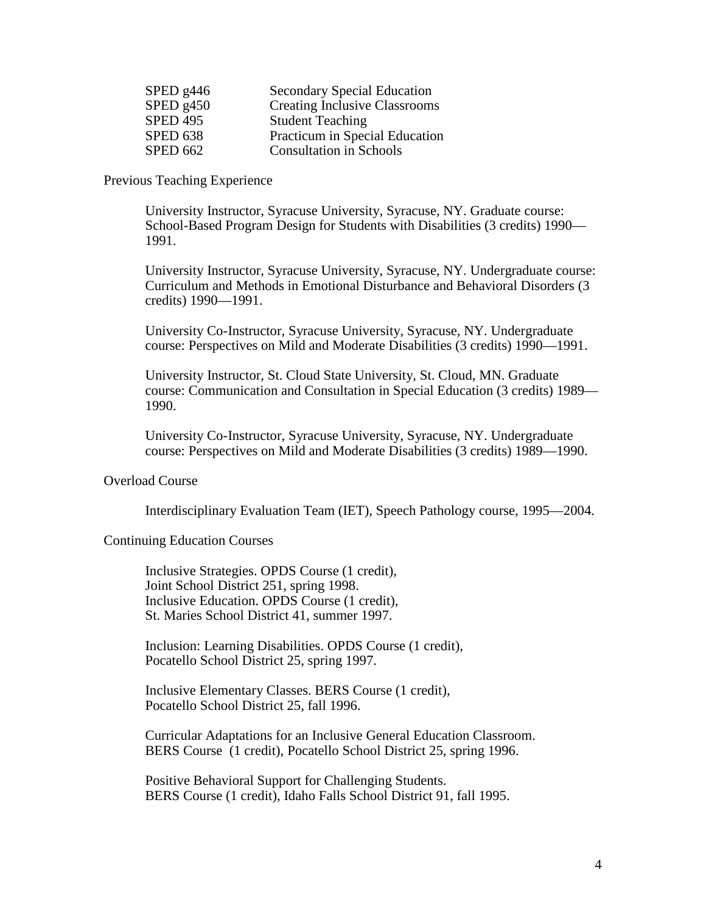| | |
|---|---|
| SPED g446 | Secondary Special Education |
| SPED g450 | Creating Inclusive Classrooms |
| SPED 495 | Student Teaching |
| SPED 638 | Practicum in Special Education |
| SPED 662 | Consultation in Schools |

Previous Teaching Experience

University Instructor, Syracuse University, Syracuse, NY. Graduate course: School-Based Program Design for Students with Disabilities (3 credits) 1990—1991.

University Instructor, Syracuse University, Syracuse, NY. Undergraduate course: Curriculum and Methods in Emotional Disturbance and Behavioral Disorders (3 credits) 1990—1991.

University Co-Instructor, Syracuse University, Syracuse, NY. Undergraduate course: Perspectives on Mild and Moderate Disabilities (3 credits) 1990—1991.

University Instructor, St. Cloud State University, St. Cloud, MN. Graduate course: Communication and Consultation in Special Education (3 credits) 1989—1990.

University Co-Instructor, Syracuse University, Syracuse, NY. Undergraduate course: Perspectives on Mild and Moderate Disabilities (3 credits) 1989—1990.

Overload Course

Interdisciplinary Evaluation Team (IET), Speech Pathology course, 1995—2004.

Continuing Education Courses

Inclusive Strategies. OPDS Course (1 credit),
Joint School District 251, spring 1998.
Inclusive Education. OPDS Course (1 credit),
St. Maries School District 41, summer 1997.

Inclusion: Learning Disabilities. OPDS Course (1 credit),
Pocatello School District 25, spring 1997.

Inclusive Elementary Classes. BERS Course (1 credit),
Pocatello School District 25, fall 1996.

Curricular Adaptations for an Inclusive General Education Classroom.
BERS Course (1 credit), Pocatello School District 25, spring 1996.

Positive Behavioral Support for Challenging Students.
BERS Course (1 credit), Idaho Falls School District 91, fall 1995.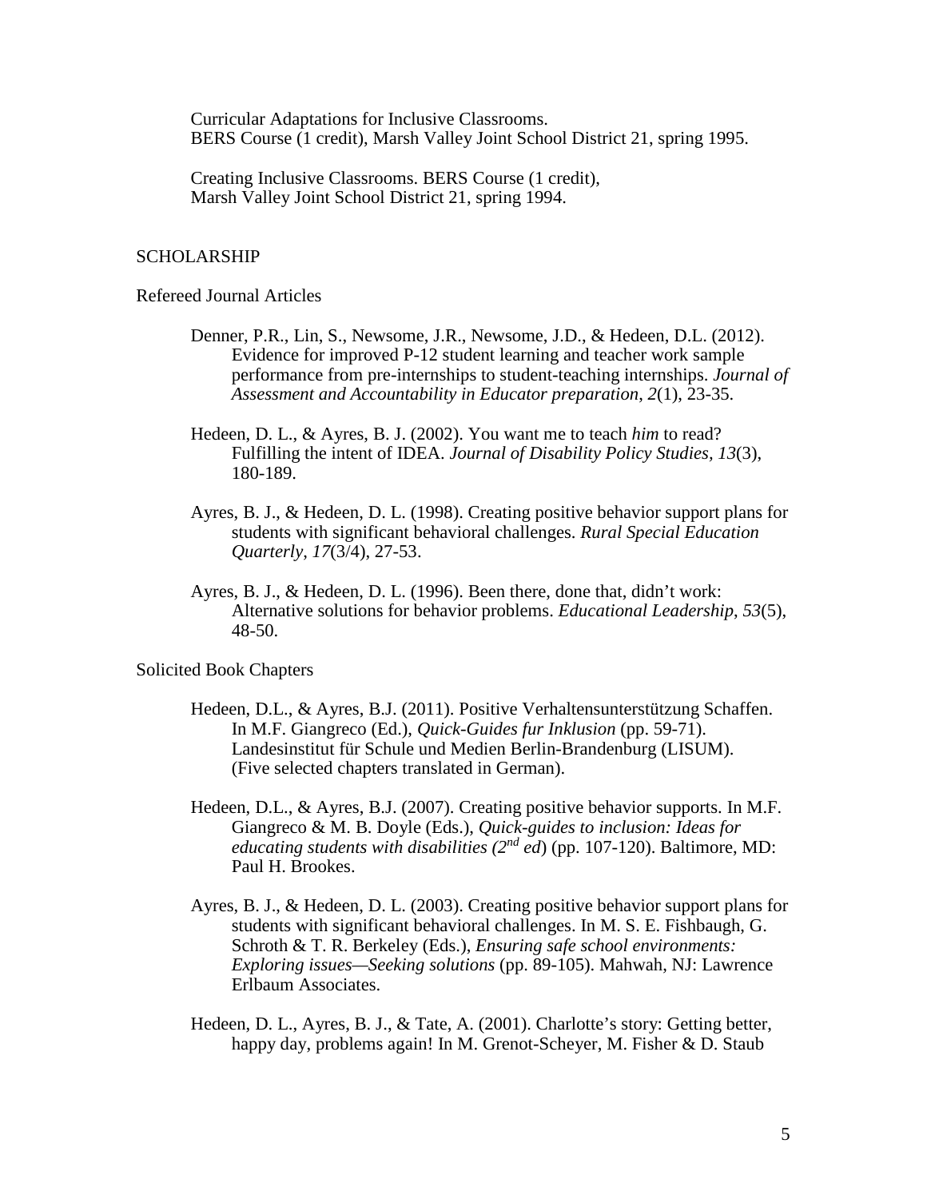Curricular Adaptations for Inclusive Classrooms.
BERS Course (1 credit), Marsh Valley Joint School District 21, spring 1995.

Creating Inclusive Classrooms. BERS Course (1 credit),
Marsh Valley Joint School District 21, spring 1994.

## SCHOLARSHIP

### Refereed Journal Articles

Denner, P.R., Lin, S., Newsome, J.R., Newsome, J.D., & Hedeen, D.L. (2012). Evidence for improved P-12 student learning and teacher work sample performance from pre-internships to student-teaching internships. *Journal of Assessment and Accountability in Educator preparation*, *2*(1), 23-35.

Hedeen, D. L., & Ayres, B. J. (2002). You want me to teach *him* to read? Fulfilling the intent of IDEA. *Journal of Disability Policy Studies, 13*(3), 180-189.

Ayres, B. J., & Hedeen, D. L. (1998). Creating positive behavior support plans for students with significant behavioral challenges. *Rural Special Education Quarterly*, *17*(3/4), 27-53.

Ayres, B. J., & Hedeen, D. L. (1996). Been there, done that, didn't work: Alternative solutions for behavior problems. *Educational Leadership*, *53*(5), 48-50.

### Solicited Book Chapters

Hedeen, D.L., & Ayres, B.J. (2011). Positive Verhaltensunterstützung Schaffen. In M.F. Giangreco (Ed.), *Quick-Guides fur Inklusion* (pp. 59-71). Landesinstitut für Schule und Medien Berlin-Brandenburg (LISUM). (Five selected chapters translated in German).

Hedeen, D.L., & Ayres, B.J. (2007). Creating positive behavior supports. In M.F. Giangreco & M. B. Doyle (Eds.), *Quick-guides to inclusion: Ideas for educating students with disabilities (2nd ed*) (pp. 107-120). Baltimore, MD: Paul H. Brookes.

Ayres, B. J., & Hedeen, D. L. (2003). Creating positive behavior support plans for students with significant behavioral challenges. In M. S. E. Fishbaugh, G. Schroth & T. R. Berkeley (Eds.), *Ensuring safe school environments: Exploring issues—Seeking solutions* (pp. 89-105). Mahwah, NJ: Lawrence Erlbaum Associates.

Hedeen, D. L., Ayres, B. J., & Tate, A. (2001). Charlotte's story: Getting better, happy day, problems again! In M. Grenot-Scheyer, M. Fisher & D. Staub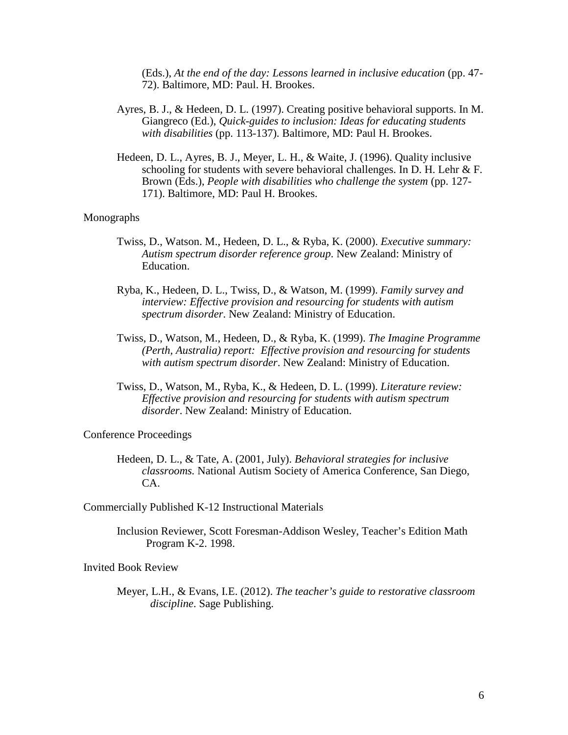(Eds.), *At the end of the day: Lessons learned in inclusive education* (pp. 47-72). Baltimore, MD: Paul. H. Brookes.

Ayres, B. J., & Hedeen, D. L. (1997). Creating positive behavioral supports. In M. Giangreco (Ed.), *Quick-guides to inclusion: Ideas for educating students with disabilities* (pp. 113-137). Baltimore, MD: Paul H. Brookes.

Hedeen, D. L., Ayres, B. J., Meyer, L. H., & Waite, J. (1996). Quality inclusive schooling for students with severe behavioral challenges. In D. H. Lehr & F. Brown (Eds.), *People with disabilities who challenge the system* (pp. 127-171). Baltimore, MD: Paul H. Brookes.

Monographs

Twiss, D., Watson. M., Hedeen, D. L., & Ryba, K. (2000). *Executive summary: Autism spectrum disorder reference group*. New Zealand: Ministry of Education.

Ryba, K., Hedeen, D. L., Twiss, D., & Watson, M. (1999). *Family survey and interview: Effective provision and resourcing for students with autism spectrum disorder*. New Zealand: Ministry of Education.

Twiss, D., Watson, M., Hedeen, D., & Ryba, K. (1999). *The Imagine Programme (Perth, Australia) report: Effective provision and resourcing for students with autism spectrum disorder*. New Zealand: Ministry of Education.

Twiss, D., Watson, M., Ryba, K., & Hedeen, D. L. (1999). *Literature review: Effective provision and resourcing for students with autism spectrum disorder*. New Zealand: Ministry of Education.

Conference Proceedings

Hedeen, D. L., & Tate, A. (2001, July). *Behavioral strategies for inclusive classrooms.* National Autism Society of America Conference, San Diego, CA.

Commercially Published K-12 Instructional Materials

Inclusion Reviewer, Scott Foresman-Addison Wesley, Teacher's Edition Math Program K-2. 1998.

Invited Book Review

Meyer, L.H., & Evans, I.E. (2012). *The teacher's guide to restorative classroom discipline*. Sage Publishing.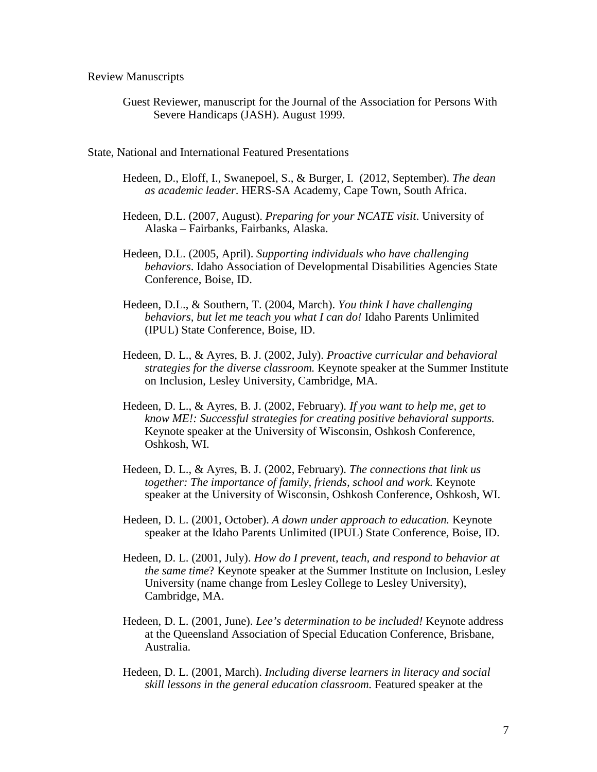Review Manuscripts

Guest Reviewer, manuscript for the Journal of the Association for Persons With Severe Handicaps (JASH). August 1999.

State, National and International Featured Presentations

Hedeen, D., Eloff, I., Swanepoel, S., & Burger, I. (2012, September). *The dean as academic leader*. HERS-SA Academy, Cape Town, South Africa.

Hedeen, D.L. (2007, August). *Preparing for your NCATE visit*. University of Alaska – Fairbanks, Fairbanks, Alaska.

Hedeen, D.L. (2005, April). *Supporting individuals who have challenging behaviors*. Idaho Association of Developmental Disabilities Agencies State Conference, Boise, ID.

Hedeen, D.L., & Southern, T. (2004, March). *You think I have challenging behaviors, but let me teach you what I can do!* Idaho Parents Unlimited (IPUL) State Conference, Boise, ID.

Hedeen, D. L., & Ayres, B. J. (2002, July). *Proactive curricular and behavioral strategies for the diverse classroom.* Keynote speaker at the Summer Institute on Inclusion, Lesley University, Cambridge, MA.

Hedeen, D. L., & Ayres, B. J. (2002, February). *If you want to help me, get to know ME!: Successful strategies for creating positive behavioral supports.* Keynote speaker at the University of Wisconsin, Oshkosh Conference, Oshkosh, WI.

Hedeen, D. L., & Ayres, B. J. (2002, February). *The connections that link us together: The importance of family, friends, school and work.* Keynote speaker at the University of Wisconsin, Oshkosh Conference, Oshkosh, WI.

Hedeen, D. L. (2001, October). *A down under approach to education.* Keynote speaker at the Idaho Parents Unlimited (IPUL) State Conference, Boise, ID.

Hedeen, D. L. (2001, July). *How do I prevent, teach, and respond to behavior at the same time*? Keynote speaker at the Summer Institute on Inclusion, Lesley University (name change from Lesley College to Lesley University), Cambridge, MA.

Hedeen, D. L. (2001, June). *Lee's determination to be included!* Keynote address at the Queensland Association of Special Education Conference, Brisbane, Australia.

Hedeen, D. L. (2001, March). *Including diverse learners in literacy and social skill lessons in the general education classroom.* Featured speaker at the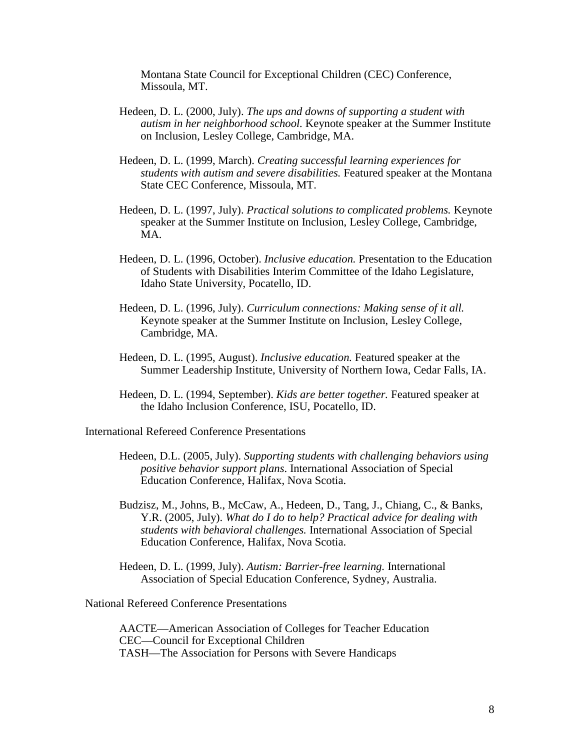Montana State Council for Exceptional Children (CEC) Conference, Missoula, MT.

Hedeen, D. L. (2000, July). *The ups and downs of supporting a student with autism in her neighborhood school.* Keynote speaker at the Summer Institute on Inclusion, Lesley College, Cambridge, MA.

Hedeen, D. L. (1999, March). *Creating successful learning experiences for students with autism and severe disabilities.* Featured speaker at the Montana State CEC Conference, Missoula, MT.

Hedeen, D. L. (1997, July). *Practical solutions to complicated problems.* Keynote speaker at the Summer Institute on Inclusion, Lesley College, Cambridge, MA.

Hedeen, D. L. (1996, October). *Inclusive education.* Presentation to the Education of Students with Disabilities Interim Committee of the Idaho Legislature, Idaho State University, Pocatello, ID.

Hedeen, D. L. (1996, July). *Curriculum connections: Making sense of it all.* Keynote speaker at the Summer Institute on Inclusion, Lesley College, Cambridge, MA.

Hedeen, D. L. (1995, August). *Inclusive education.* Featured speaker at the Summer Leadership Institute, University of Northern Iowa, Cedar Falls, IA.

Hedeen, D. L. (1994, September). *Kids are better together.* Featured speaker at the Idaho Inclusion Conference, ISU, Pocatello, ID.

International Refereed Conference Presentations

Hedeen, D.L. (2005, July). *Supporting students with challenging behaviors using positive behavior support plans*. International Association of Special Education Conference, Halifax, Nova Scotia.

Budzisz, M., Johns, B., McCaw, A., Hedeen, D., Tang, J., Chiang, C., & Banks, Y.R. (2005, July). *What do I do to help? Practical advice for dealing with students with behavioral challenges.* International Association of Special Education Conference, Halifax, Nova Scotia.

Hedeen, D. L. (1999, July). *Autism: Barrier-free learning.* International Association of Special Education Conference, Sydney, Australia.

National Refereed Conference Presentations

AACTE—American Association of Colleges for Teacher Education
CEC—Council for Exceptional Children
TASH—The Association for Persons with Severe Handicaps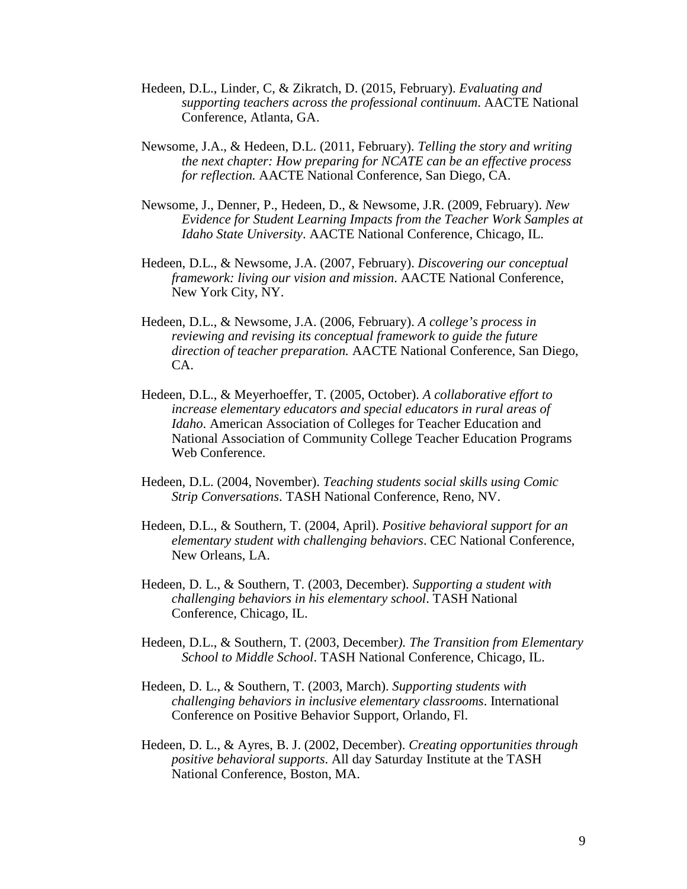Hedeen, D.L., Linder, C, & Zikratch, D. (2015, February). *Evaluating and supporting teachers across the professional continuum*. AACTE National Conference, Atlanta, GA.

Newsome, J.A., & Hedeen, D.L. (2011, February). *Telling the story and writing the next chapter: How preparing for NCATE can be an effective process for reflection.* AACTE National Conference, San Diego, CA.

Newsome, J., Denner, P., Hedeen, D., & Newsome, J.R. (2009, February). *New Evidence for Student Learning Impacts from the Teacher Work Samples at Idaho State University*. AACTE National Conference, Chicago, IL.

Hedeen, D.L., & Newsome, J.A. (2007, February). *Discovering our conceptual framework: living our vision and mission*. AACTE National Conference, New York City, NY.

Hedeen, D.L., & Newsome, J.A. (2006, February). *A college's process in reviewing and revising its conceptual framework to guide the future direction of teacher preparation.* AACTE National Conference, San Diego, CA.

Hedeen, D.L., & Meyerhoeffer, T. (2005, October). *A collaborative effort to increase elementary educators and special educators in rural areas of Idaho*. American Association of Colleges for Teacher Education and National Association of Community College Teacher Education Programs Web Conference.

Hedeen, D.L. (2004, November). *Teaching students social skills using Comic Strip Conversations*. TASH National Conference, Reno, NV.

Hedeen, D.L., & Southern, T. (2004, April). *Positive behavioral support for an elementary student with challenging behaviors*. CEC National Conference, New Orleans, LA.

Hedeen, D. L., & Southern, T. (2003, December). *Supporting a student with challenging behaviors in his elementary school*. TASH National Conference, Chicago, IL.

Hedeen, D.L., & Southern, T. (2003, December*). The Transition from Elementary School to Middle School*. TASH National Conference, Chicago, IL.

Hedeen, D. L., & Southern, T. (2003, March). *Supporting students with challenging behaviors in inclusive elementary classrooms*. International Conference on Positive Behavior Support, Orlando, Fl.

Hedeen, D. L., & Ayres, B. J. (2002, December). *Creating opportunities through positive behavioral supports*. All day Saturday Institute at the TASH National Conference, Boston, MA.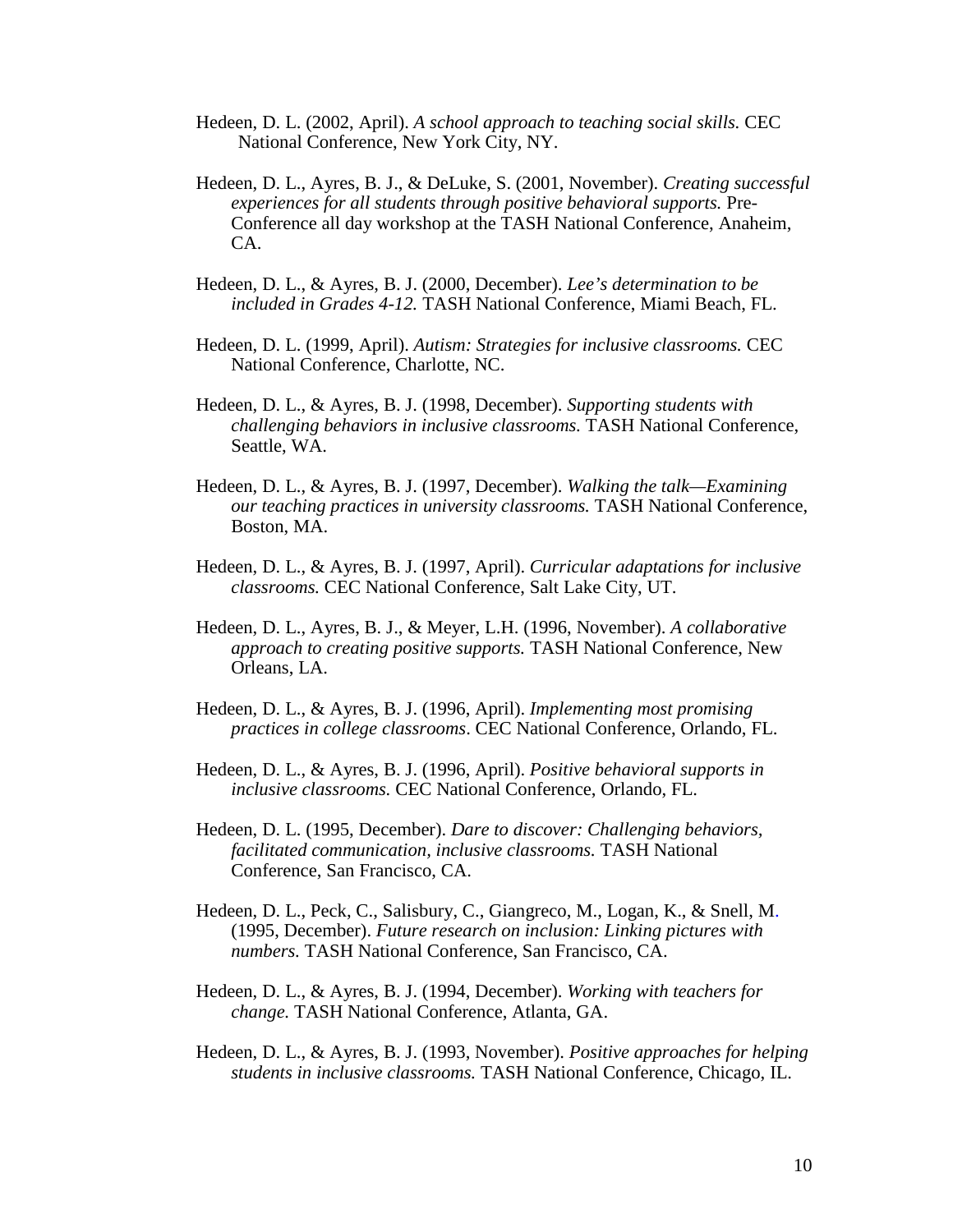Hedeen, D. L. (2002, April). *A school approach to teaching social skills.* CEC National Conference, New York City, NY.

Hedeen, D. L., Ayres, B. J., & DeLuke, S. (2001, November). *Creating successful experiences for all students through positive behavioral supports.* Pre-Conference all day workshop at the TASH National Conference, Anaheim, CA.

Hedeen, D. L., & Ayres, B. J. (2000, December). *Lee's determination to be included in Grades 4-12.* TASH National Conference, Miami Beach, FL.

Hedeen, D. L. (1999, April). *Autism: Strategies for inclusive classrooms.* CEC National Conference, Charlotte, NC.

Hedeen, D. L., & Ayres, B. J. (1998, December). *Supporting students with challenging behaviors in inclusive classrooms.* TASH National Conference, Seattle, WA.

Hedeen, D. L., & Ayres, B. J. (1997, December). *Walking the talk—Examining our teaching practices in university classrooms.* TASH National Conference, Boston, MA.

Hedeen, D. L., & Ayres, B. J. (1997, April). *Curricular adaptations for inclusive classrooms.* CEC National Conference, Salt Lake City, UT.

Hedeen, D. L., Ayres, B. J., & Meyer, L.H. (1996, November). *A collaborative approach to creating positive supports.* TASH National Conference, New Orleans, LA.

Hedeen, D. L., & Ayres, B. J. (1996, April). *Implementing most promising practices in college classrooms*. CEC National Conference, Orlando, FL.

Hedeen, D. L., & Ayres, B. J. (1996, April). *Positive behavioral supports in inclusive classrooms.* CEC National Conference, Orlando, FL.

Hedeen, D. L. (1995, December). *Dare to discover: Challenging behaviors, facilitated communication, inclusive classrooms.* TASH National Conference, San Francisco, CA.

Hedeen, D. L., Peck, C., Salisbury, C., Giangreco, M., Logan, K., & Snell, M. (1995, December). *Future research on inclusion: Linking pictures with numbers.* TASH National Conference, San Francisco, CA.

Hedeen, D. L., & Ayres, B. J. (1994, December). *Working with teachers for change.* TASH National Conference, Atlanta, GA.

Hedeen, D. L., & Ayres, B. J. (1993, November). *Positive approaches for helping students in inclusive classrooms.* TASH National Conference, Chicago, IL.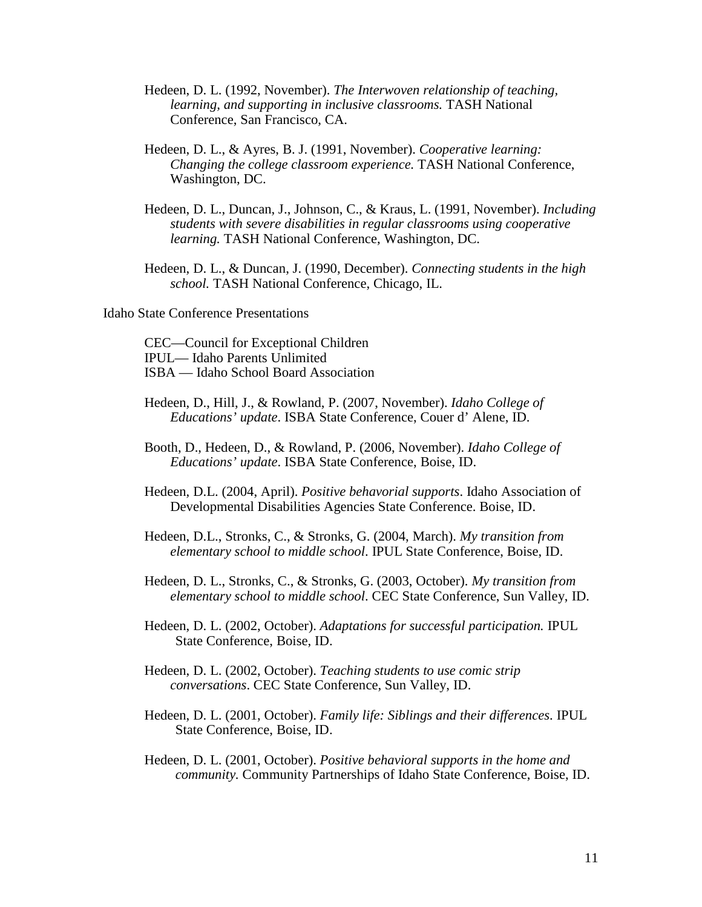Hedeen, D. L. (1992, November). *The Interwoven relationship of teaching, learning, and supporting in inclusive classrooms.* TASH National Conference, San Francisco, CA.

Hedeen, D. L., & Ayres, B. J. (1991, November). *Cooperative learning: Changing the college classroom experience.* TASH National Conference, Washington, DC.

Hedeen, D. L., Duncan, J., Johnson, C., & Kraus, L. (1991, November). *Including students with severe disabilities in regular classrooms using cooperative learning.* TASH National Conference, Washington, DC.

Hedeen, D. L., & Duncan, J. (1990, December). *Connecting students in the high school.* TASH National Conference, Chicago, IL.

Idaho State Conference Presentations

CEC—Council for Exceptional Children
IPUL— Idaho Parents Unlimited
ISBA — Idaho School Board Association

Hedeen, D., Hill, J., & Rowland, P. (2007, November). *Idaho College of Educations' update*. ISBA State Conference, Couer d' Alene, ID.

Booth, D., Hedeen, D., & Rowland, P. (2006, November). *Idaho College of Educations' update*. ISBA State Conference, Boise, ID.

Hedeen, D.L. (2004, April). *Positive behavorial supports*. Idaho Association of Developmental Disabilities Agencies State Conference. Boise, ID.

Hedeen, D.L., Stronks, C., & Stronks, G. (2004, March). *My transition from elementary school to middle school*. IPUL State Conference, Boise, ID.

Hedeen, D. L., Stronks, C., & Stronks, G. (2003, October). *My transition from elementary school to middle school*. CEC State Conference, Sun Valley, ID.

Hedeen, D. L. (2002, October). *Adaptations for successful participation.* IPUL State Conference, Boise, ID.

Hedeen, D. L. (2002, October). *Teaching students to use comic strip conversations*. CEC State Conference, Sun Valley, ID.

Hedeen, D. L. (2001, October). *Family life: Siblings and their differences*. IPUL State Conference, Boise, ID.

Hedeen, D. L. (2001, October). *Positive behavioral supports in the home and community.* Community Partnerships of Idaho State Conference, Boise, ID.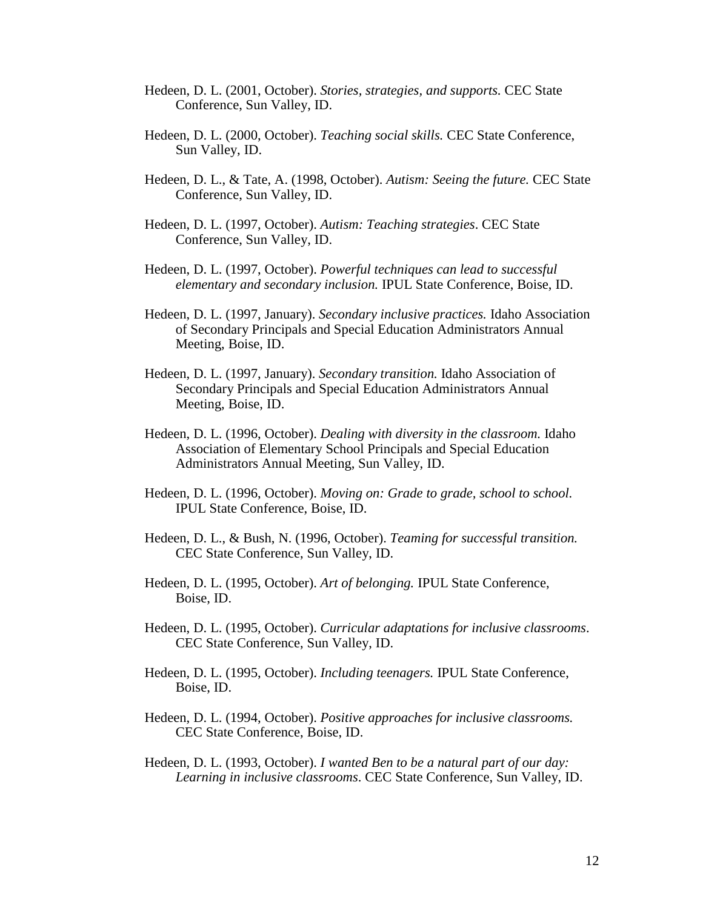Hedeen, D. L. (2001, October). *Stories, strategies, and supports.* CEC State Conference, Sun Valley, ID.

Hedeen, D. L. (2000, October). *Teaching social skills.* CEC State Conference, Sun Valley, ID.

Hedeen, D. L., & Tate, A. (1998, October). *Autism: Seeing the future.* CEC State Conference, Sun Valley, ID.

Hedeen, D. L. (1997, October). *Autism: Teaching strategies*. CEC State Conference, Sun Valley, ID.

Hedeen, D. L. (1997, October). *Powerful techniques can lead to successful elementary and secondary inclusion.* IPUL State Conference, Boise, ID.

Hedeen, D. L. (1997, January). *Secondary inclusive practices.* Idaho Association of Secondary Principals and Special Education Administrators Annual Meeting, Boise, ID.

Hedeen, D. L. (1997, January). *Secondary transition.* Idaho Association of Secondary Principals and Special Education Administrators Annual Meeting, Boise, ID.

Hedeen, D. L. (1996, October). *Dealing with diversity in the classroom.* Idaho Association of Elementary School Principals and Special Education Administrators Annual Meeting, Sun Valley, ID.

Hedeen, D. L. (1996, October). *Moving on: Grade to grade, school to school.* IPUL State Conference, Boise, ID.

Hedeen, D. L., & Bush, N. (1996, October). *Teaming for successful transition.* CEC State Conference, Sun Valley, ID.

Hedeen, D. L. (1995, October). *Art of belonging.* IPUL State Conference, Boise, ID.

Hedeen, D. L. (1995, October). *Curricular adaptations for inclusive classrooms*. CEC State Conference, Sun Valley, ID.

Hedeen, D. L. (1995, October). *Including teenagers.* IPUL State Conference, Boise, ID.

Hedeen, D. L. (1994, October). *Positive approaches for inclusive classrooms.* CEC State Conference, Boise, ID.

Hedeen, D. L. (1993, October). *I wanted Ben to be a natural part of our day: Learning in inclusive classrooms*. CEC State Conference, Sun Valley, ID.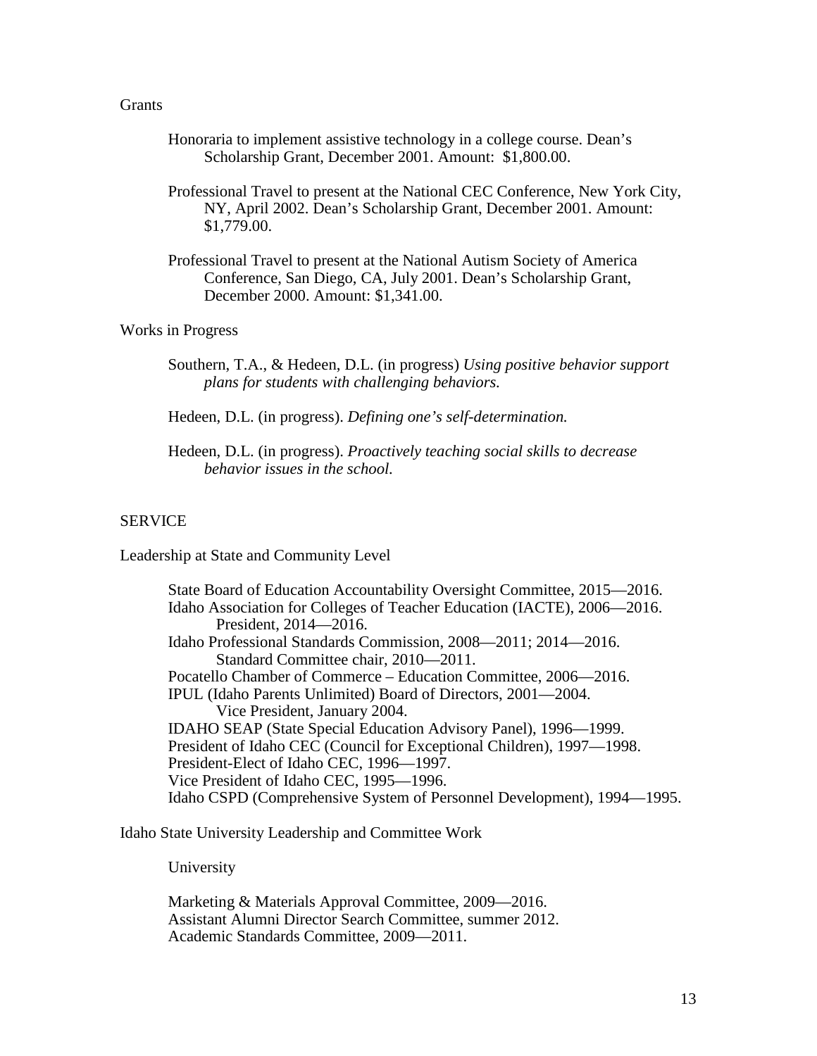### Grants

Honoraria to implement assistive technology in a college course. Dean's Scholarship Grant, December 2001. Amount: $1,800.00.

Professional Travel to present at the National CEC Conference, New York City, NY, April 2002. Dean's Scholarship Grant, December 2001. Amount: $1,779.00.

Professional Travel to present at the National Autism Society of America Conference, San Diego, CA, July 2001. Dean's Scholarship Grant, December 2000. Amount: $1,341.00.

### Works in Progress

Southern, T.A., & Hedeen, D.L. (in progress) *Using positive behavior support plans for students with challenging behaviors.*

Hedeen, D.L. (in progress). *Defining one's self-determination.*

Hedeen, D.L. (in progress). *Proactively teaching social skills to decrease behavior issues in the school.*

## SERVICE

### Leadership at State and Community Level

State Board of Education Accountability Oversight Committee, 2015—2016.
Idaho Association for Colleges of Teacher Education (IACTE), 2006—2016.
  President, 2014—2016.
Idaho Professional Standards Commission, 2008—2011; 2014—2016.
  Standard Committee chair, 2010—2011.
Pocatello Chamber of Commerce – Education Committee, 2006—2016.
IPUL (Idaho Parents Unlimited) Board of Directors, 2001—2004.
  Vice President, January 2004.
IDAHO SEAP (State Special Education Advisory Panel), 1996—1999.
President of Idaho CEC (Council for Exceptional Children), 1997—1998.
President-Elect of Idaho CEC, 1996—1997.
Vice President of Idaho CEC, 1995—1996.
Idaho CSPD (Comprehensive System of Personnel Development), 1994—1995.

### Idaho State University Leadership and Committee Work

#### University

Marketing & Materials Approval Committee, 2009—2016.
Assistant Alumni Director Search Committee, summer 2012.
Academic Standards Committee, 2009—2011.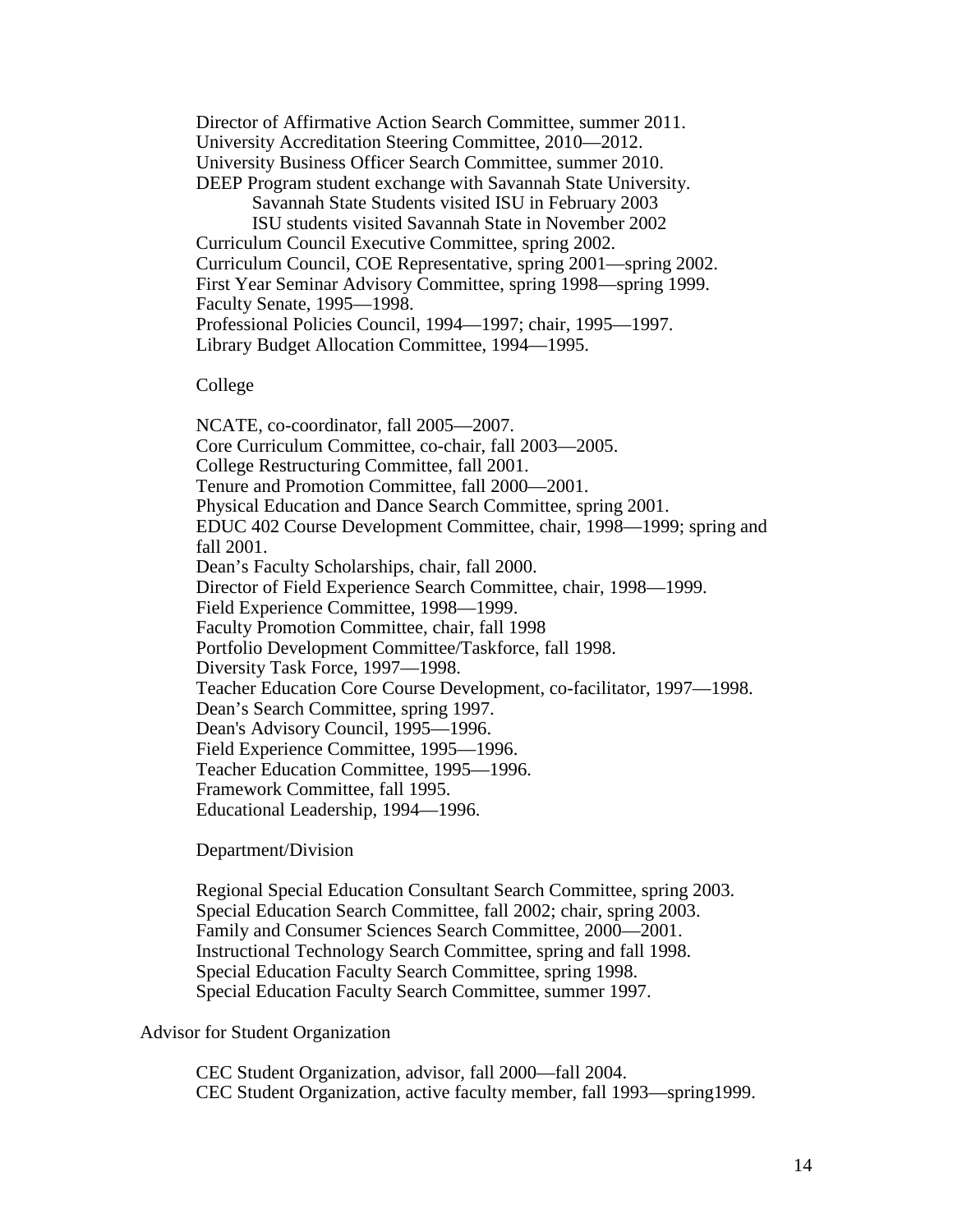Director of Affirmative Action Search Committee, summer 2011.
University Accreditation Steering Committee, 2010—2012.
University Business Officer Search Committee, summer 2010.
DEEP Program student exchange with Savannah State University.
Savannah State Students visited ISU in February 2003
ISU students visited Savannah State in November 2002
Curriculum Council Executive Committee, spring 2002.
Curriculum Council, COE Representative, spring 2001—spring 2002.
First Year Seminar Advisory Committee, spring 1998—spring 1999.
Faculty Senate, 1995—1998.
Professional Policies Council, 1994—1997; chair, 1995—1997.
Library Budget Allocation Committee, 1994—1995.

College

NCATE, co-coordinator, fall 2005—2007.
Core Curriculum Committee, co-chair, fall 2003—2005.
College Restructuring Committee, fall 2001.
Tenure and Promotion Committee, fall 2000—2001.
Physical Education and Dance Search Committee, spring 2001.
EDUC 402 Course Development Committee, chair, 1998—1999; spring and fall 2001.
Dean's Faculty Scholarships, chair, fall 2000.
Director of Field Experience Search Committee, chair, 1998—1999.
Field Experience Committee, 1998—1999.
Faculty Promotion Committee, chair, fall 1998
Portfolio Development Committee/Taskforce, fall 1998.
Diversity Task Force, 1997—1998.
Teacher Education Core Course Development, co-facilitator, 1997—1998.
Dean's Search Committee, spring 1997.
Dean's Advisory Council, 1995—1996.
Field Experience Committee, 1995—1996.
Teacher Education Committee, 1995—1996.
Framework Committee, fall 1995.
Educational Leadership, 1994—1996.

Department/Division

Regional Special Education Consultant Search Committee, spring 2003.
Special Education Search Committee, fall 2002; chair, spring 2003.
Family and Consumer Sciences Search Committee, 2000—2001.
Instructional Technology Search Committee, spring and fall 1998.
Special Education Faculty Search Committee, spring 1998.
Special Education Faculty Search Committee, summer 1997.

Advisor for Student Organization

CEC Student Organization, advisor, fall 2000—fall 2004.
CEC Student Organization, active faculty member, fall 1993—spring1999.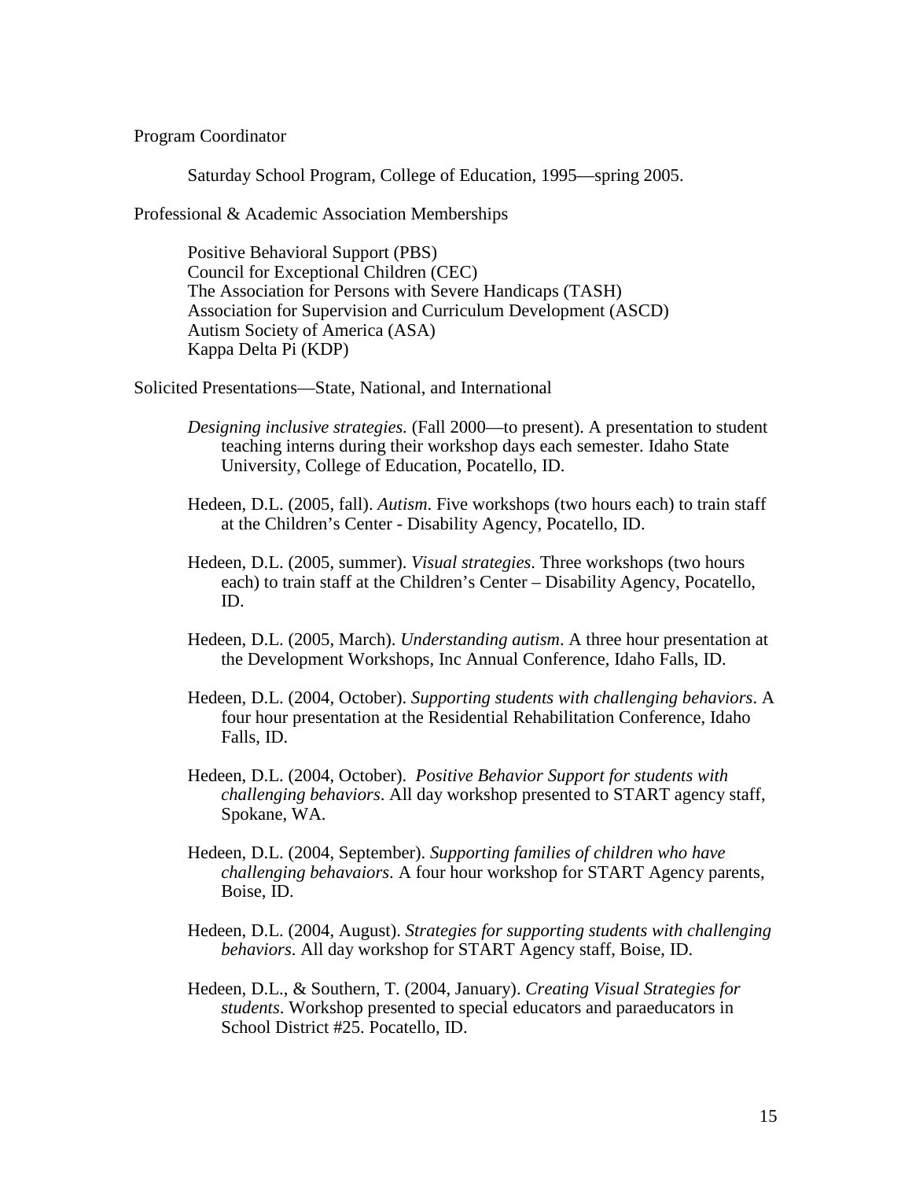Program Coordinator

Saturday School Program, College of Education, 1995—spring 2005.

Professional & Academic Association Memberships

Positive Behavioral Support (PBS)
Council for Exceptional Children (CEC)
The Association for Persons with Severe Handicaps (TASH)
Association for Supervision and Curriculum Development (ASCD)
Autism Society of America (ASA)
Kappa Delta Pi (KDP)

Solicited Presentations—State, National, and International

*Designing inclusive strategies.* (Fall 2000—to present). A presentation to student teaching interns during their workshop days each semester. Idaho State University, College of Education, Pocatello, ID.

Hedeen, D.L. (2005, fall). *Autism*. Five workshops (two hours each) to train staff at the Children's Center - Disability Agency, Pocatello, ID.

Hedeen, D.L. (2005, summer). *Visual strategies*. Three workshops (two hours each) to train staff at the Children's Center – Disability Agency, Pocatello, ID.

Hedeen, D.L. (2005, March). *Understanding autism*. A three hour presentation at the Development Workshops, Inc Annual Conference, Idaho Falls, ID.

Hedeen, D.L. (2004, October). *Supporting students with challenging behaviors*. A four hour presentation at the Residential Rehabilitation Conference, Idaho Falls, ID.

Hedeen, D.L. (2004, October). *Positive Behavior Support for students with challenging behaviors*. All day workshop presented to START agency staff, Spokane, WA.

Hedeen, D.L. (2004, September). *Supporting families of children who have challenging behavaiors*. A four hour workshop for START Agency parents, Boise, ID.

Hedeen, D.L. (2004, August). *Strategies for supporting students with challenging behaviors*. All day workshop for START Agency staff, Boise, ID.

Hedeen, D.L., & Southern, T. (2004, January). *Creating Visual Strategies for students*. Workshop presented to special educators and paraeducators in School District #25. Pocatello, ID.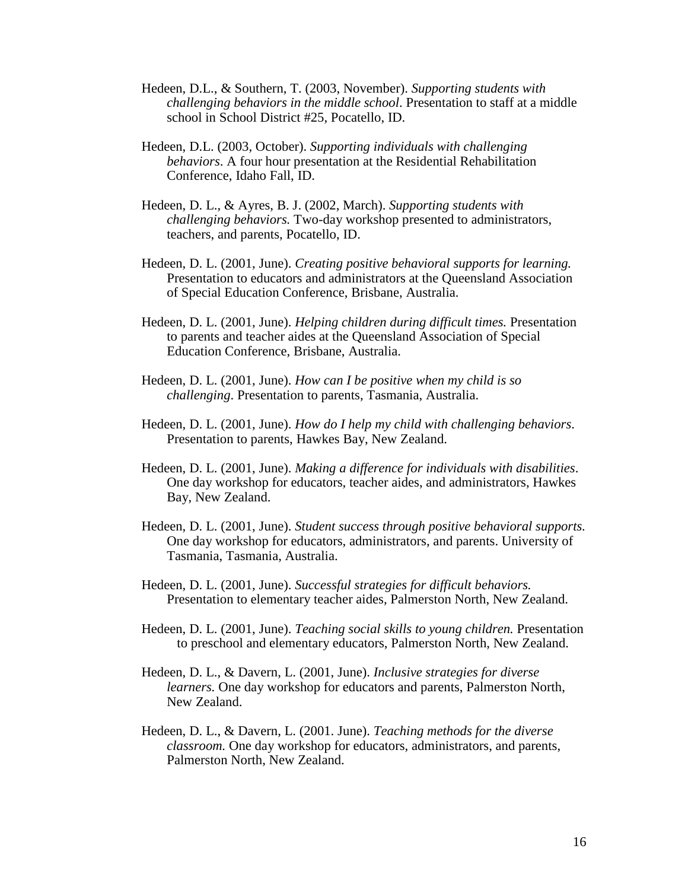Hedeen, D.L., & Southern, T. (2003, November). *Supporting students with challenging behaviors in the middle school*. Presentation to staff at a middle school in School District #25, Pocatello, ID.

Hedeen, D.L. (2003, October). *Supporting individuals with challenging behaviors*. A four hour presentation at the Residential Rehabilitation Conference, Idaho Fall, ID.

Hedeen, D. L., & Ayres, B. J. (2002, March). *Supporting students with challenging behaviors.* Two-day workshop presented to administrators, teachers, and parents, Pocatello, ID.

Hedeen, D. L. (2001, June). *Creating positive behavioral supports for learning.* Presentation to educators and administrators at the Queensland Association of Special Education Conference, Brisbane, Australia.

Hedeen, D. L. (2001, June). *Helping children during difficult times.* Presentation to parents and teacher aides at the Queensland Association of Special Education Conference, Brisbane, Australia.

Hedeen, D. L. (2001, June). *How can I be positive when my child is so challenging*. Presentation to parents, Tasmania, Australia.

Hedeen, D. L. (2001, June). *How do I help my child with challenging behaviors*. Presentation to parents, Hawkes Bay, New Zealand.

Hedeen, D. L. (2001, June). *Making a difference for individuals with disabilities*. One day workshop for educators, teacher aides, and administrators, Hawkes Bay, New Zealand.

Hedeen, D. L. (2001, June). *Student success through positive behavioral supports.* One day workshop for educators, administrators, and parents. University of Tasmania, Tasmania, Australia.

Hedeen, D. L. (2001, June). *Successful strategies for difficult behaviors.* Presentation to elementary teacher aides, Palmerston North, New Zealand.

Hedeen, D. L. (2001, June). *Teaching social skills to young children.* Presentation to preschool and elementary educators, Palmerston North, New Zealand.

Hedeen, D. L., & Davern, L. (2001, June). *Inclusive strategies for diverse learners.* One day workshop for educators and parents, Palmerston North, New Zealand.

Hedeen, D. L., & Davern, L. (2001. June). *Teaching methods for the diverse classroom.* One day workshop for educators, administrators, and parents, Palmerston North, New Zealand.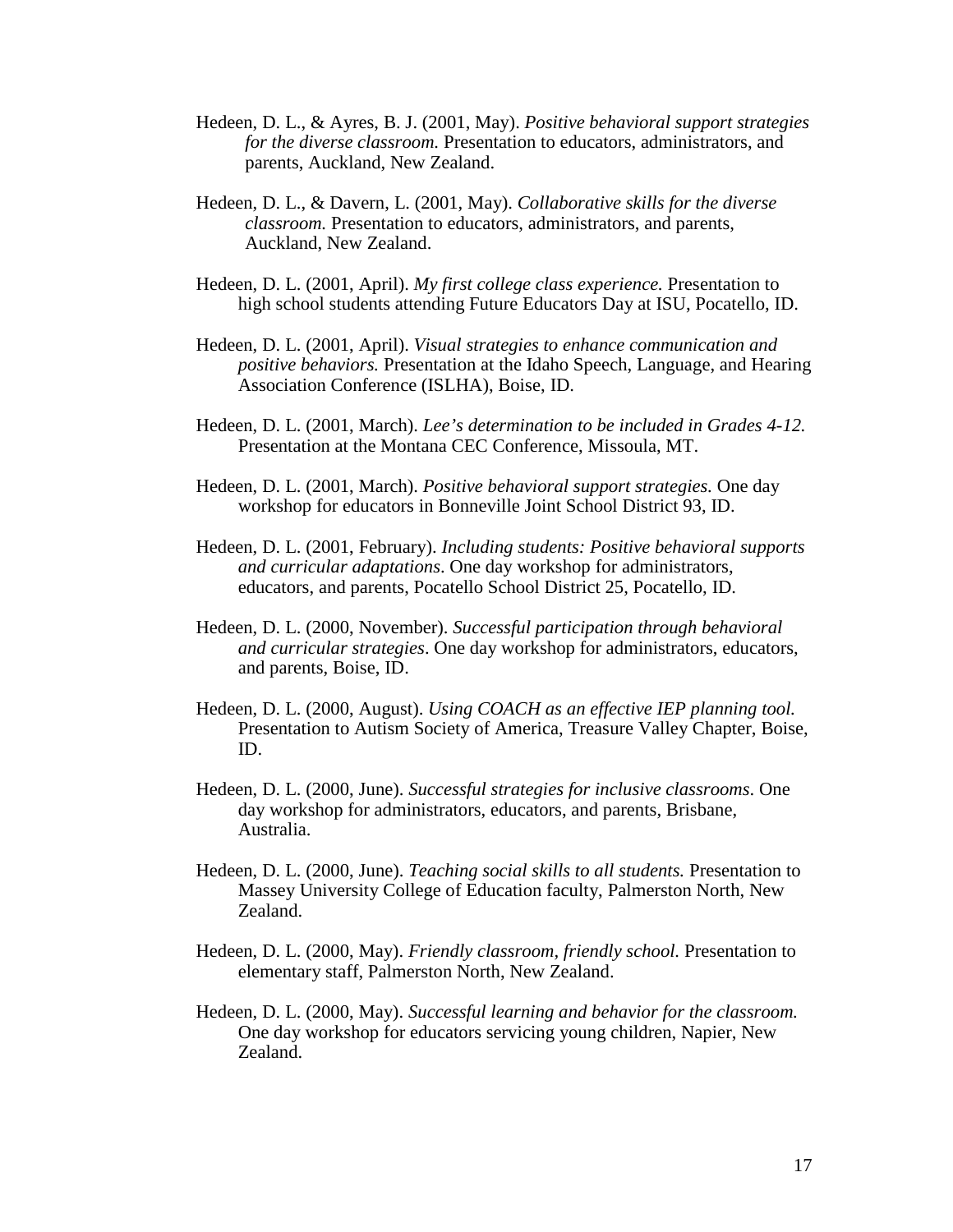Hedeen, D. L., & Ayres, B. J. (2001, May). *Positive behavioral support strategies for the diverse classroom.* Presentation to educators, administrators, and parents, Auckland, New Zealand.

Hedeen, D. L., & Davern, L. (2001, May). *Collaborative skills for the diverse classroom.* Presentation to educators, administrators, and parents, Auckland, New Zealand.

Hedeen, D. L. (2001, April). *My first college class experience.* Presentation to high school students attending Future Educators Day at ISU, Pocatello, ID.

Hedeen, D. L. (2001, April). *Visual strategies to enhance communication and positive behaviors.* Presentation at the Idaho Speech, Language, and Hearing Association Conference (ISLHA), Boise, ID.

Hedeen, D. L. (2001, March). *Lee's determination to be included in Grades 4-12.* Presentation at the Montana CEC Conference, Missoula, MT.

Hedeen, D. L. (2001, March). *Positive behavioral support strategies.* One day workshop for educators in Bonneville Joint School District 93, ID.

Hedeen, D. L. (2001, February). *Including students: Positive behavioral supports and curricular adaptations*. One day workshop for administrators, educators, and parents, Pocatello School District 25, Pocatello, ID.

Hedeen, D. L. (2000, November). *Successful participation through behavioral and curricular strategies*. One day workshop for administrators, educators, and parents, Boise, ID.

Hedeen, D. L. (2000, August). *Using COACH as an effective IEP planning tool.* Presentation to Autism Society of America, Treasure Valley Chapter, Boise, ID.

Hedeen, D. L. (2000, June). *Successful strategies for inclusive classrooms*. One day workshop for administrators, educators, and parents, Brisbane, Australia.

Hedeen, D. L. (2000, June). *Teaching social skills to all students.* Presentation to Massey University College of Education faculty, Palmerston North, New Zealand.

Hedeen, D. L. (2000, May). *Friendly classroom, friendly school.* Presentation to elementary staff, Palmerston North, New Zealand.

Hedeen, D. L. (2000, May). *Successful learning and behavior for the classroom.* One day workshop for educators servicing young children, Napier, New Zealand.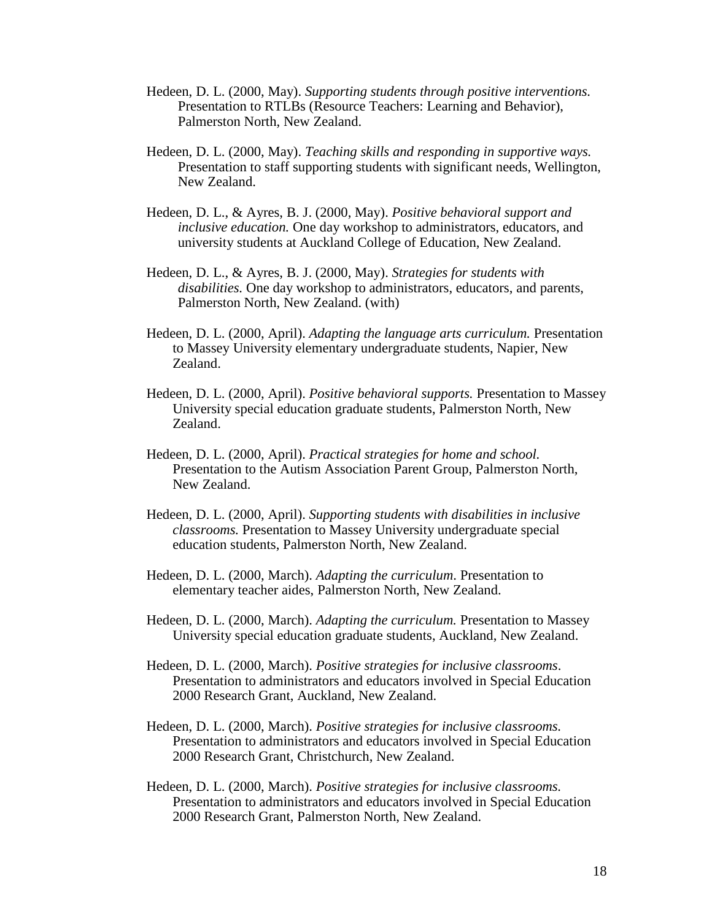Hedeen, D. L. (2000, May). *Supporting students through positive interventions.* Presentation to RTLBs (Resource Teachers: Learning and Behavior), Palmerston North, New Zealand.

Hedeen, D. L. (2000, May). *Teaching skills and responding in supportive ways.* Presentation to staff supporting students with significant needs, Wellington, New Zealand.

Hedeen, D. L., & Ayres, B. J. (2000, May). *Positive behavioral support and inclusive education.* One day workshop to administrators, educators, and university students at Auckland College of Education, New Zealand.

Hedeen, D. L., & Ayres, B. J. (2000, May). *Strategies for students with disabilities.* One day workshop to administrators, educators, and parents, Palmerston North, New Zealand. (with)

Hedeen, D. L. (2000, April). *Adapting the language arts curriculum.* Presentation to Massey University elementary undergraduate students, Napier, New Zealand.

Hedeen, D. L. (2000, April). *Positive behavioral supports.* Presentation to Massey University special education graduate students, Palmerston North, New Zealand.

Hedeen, D. L. (2000, April). *Practical strategies for home and school.* Presentation to the Autism Association Parent Group, Palmerston North, New Zealand.

Hedeen, D. L. (2000, April). *Supporting students with disabilities in inclusive classrooms.* Presentation to Massey University undergraduate special education students, Palmerston North, New Zealand.

Hedeen, D. L. (2000, March). *Adapting the curriculum*. Presentation to elementary teacher aides, Palmerston North, New Zealand.

Hedeen, D. L. (2000, March). *Adapting the curriculum.* Presentation to Massey University special education graduate students, Auckland, New Zealand.

Hedeen, D. L. (2000, March). *Positive strategies for inclusive classrooms*. Presentation to administrators and educators involved in Special Education 2000 Research Grant, Auckland, New Zealand.

Hedeen, D. L. (2000, March). *Positive strategies for inclusive classrooms.* Presentation to administrators and educators involved in Special Education 2000 Research Grant, Christchurch, New Zealand.

Hedeen, D. L. (2000, March). *Positive strategies for inclusive classrooms.* Presentation to administrators and educators involved in Special Education 2000 Research Grant, Palmerston North, New Zealand.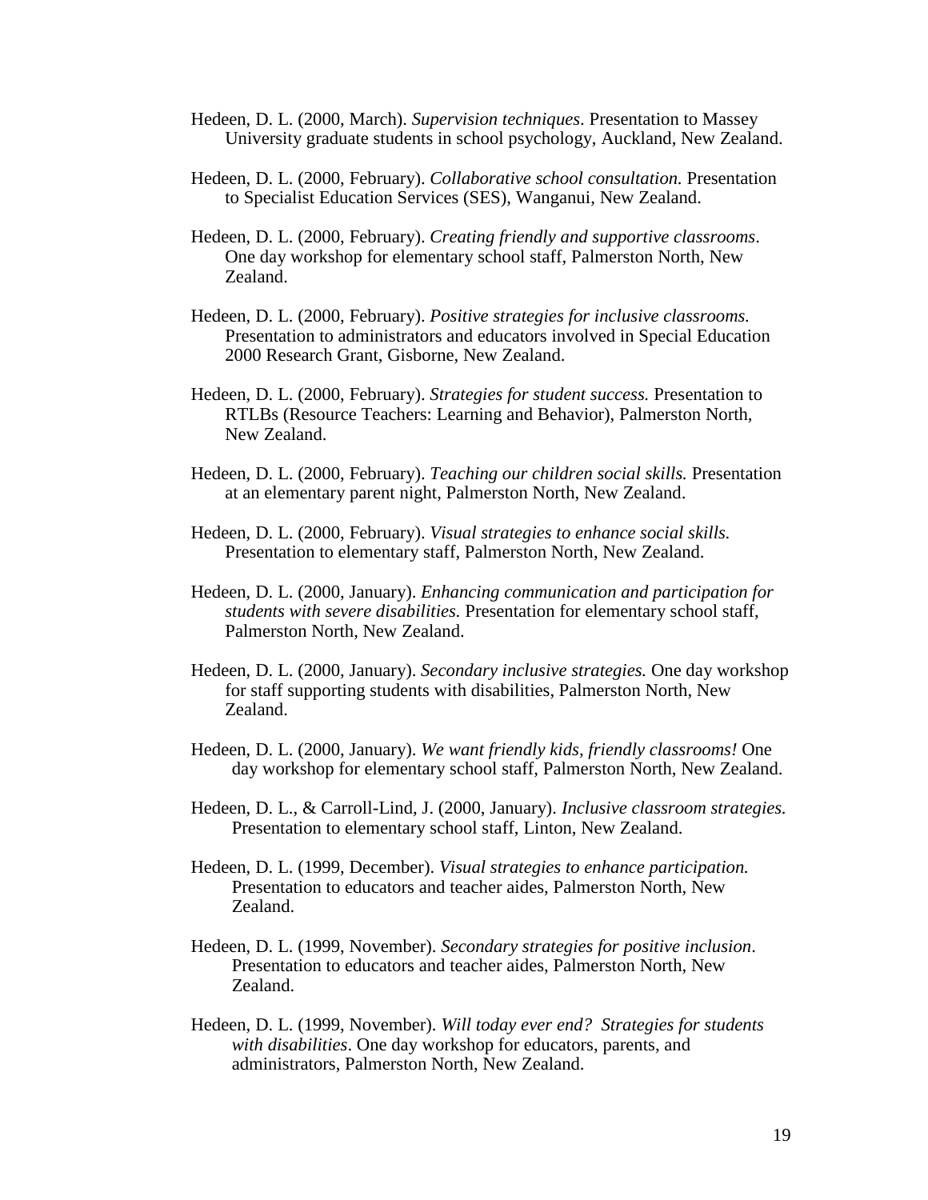Hedeen, D. L. (2000, March). *Supervision techniques*. Presentation to Massey University graduate students in school psychology, Auckland, New Zealand.

Hedeen, D. L. (2000, February). *Collaborative school consultation.* Presentation to Specialist Education Services (SES), Wanganui, New Zealand.

Hedeen, D. L. (2000, February). *Creating friendly and supportive classrooms*. One day workshop for elementary school staff, Palmerston North, New Zealand.

Hedeen, D. L. (2000, February). *Positive strategies for inclusive classrooms.* Presentation to administrators and educators involved in Special Education 2000 Research Grant, Gisborne, New Zealand.

Hedeen, D. L. (2000, February). *Strategies for student success.* Presentation to RTLBs (Resource Teachers: Learning and Behavior), Palmerston North, New Zealand.

Hedeen, D. L. (2000, February). *Teaching our children social skills.* Presentation at an elementary parent night, Palmerston North, New Zealand.

Hedeen, D. L. (2000, February). *Visual strategies to enhance social skills.* Presentation to elementary staff, Palmerston North, New Zealand.

Hedeen, D. L. (2000, January). *Enhancing communication and participation for students with severe disabilities.* Presentation for elementary school staff, Palmerston North, New Zealand.

Hedeen, D. L. (2000, January). *Secondary inclusive strategies.* One day workshop for staff supporting students with disabilities, Palmerston North, New Zealand.

Hedeen, D. L. (2000, January). *We want friendly kids, friendly classrooms!* One day workshop for elementary school staff, Palmerston North, New Zealand.

Hedeen, D. L., & Carroll-Lind, J. (2000, January). *Inclusive classroom strategies.* Presentation to elementary school staff, Linton, New Zealand.

Hedeen, D. L. (1999, December). *Visual strategies to enhance participation.* Presentation to educators and teacher aides, Palmerston North, New Zealand.

Hedeen, D. L. (1999, November). *Secondary strategies for positive inclusion*. Presentation to educators and teacher aides, Palmerston North, New Zealand.

Hedeen, D. L. (1999, November). *Will today ever end? Strategies for students with disabilities*. One day workshop for educators, parents, and administrators, Palmerston North, New Zealand.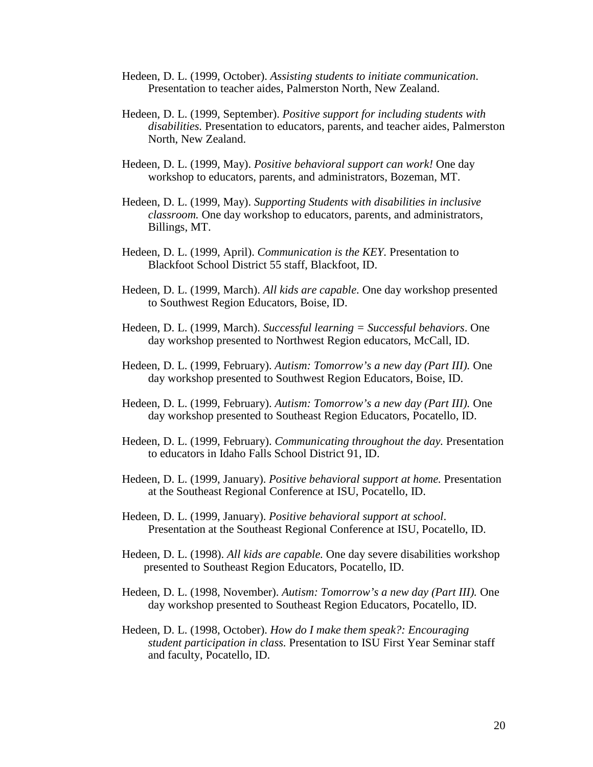Hedeen, D. L. (1999, October). *Assisting students to initiate communication*. Presentation to teacher aides, Palmerston North, New Zealand.

Hedeen, D. L. (1999, September). *Positive support for including students with disabilities.* Presentation to educators, parents, and teacher aides, Palmerston North, New Zealand.

Hedeen, D. L. (1999, May). *Positive behavioral support can work!* One day workshop to educators, parents, and administrators, Bozeman, MT.

Hedeen, D. L. (1999, May). *Supporting Students with disabilities in inclusive classroom.* One day workshop to educators, parents, and administrators, Billings, MT.

Hedeen, D. L. (1999, April). *Communication is the KEY*. Presentation to Blackfoot School District 55 staff, Blackfoot, ID.

Hedeen, D. L. (1999, March). *All kids are capable.* One day workshop presented to Southwest Region Educators, Boise, ID.

Hedeen, D. L. (1999, March). *Successful learning = Successful behaviors*. One day workshop presented to Northwest Region educators, McCall, ID.

Hedeen, D. L. (1999, February). *Autism: Tomorrow's a new day (Part III).* One day workshop presented to Southwest Region Educators, Boise, ID.

Hedeen, D. L. (1999, February). *Autism: Tomorrow's a new day (Part III).* One day workshop presented to Southeast Region Educators, Pocatello, ID.

Hedeen, D. L. (1999, February). *Communicating throughout the day.* Presentation to educators in Idaho Falls School District 91, ID.

Hedeen, D. L. (1999, January). *Positive behavioral support at home.* Presentation at the Southeast Regional Conference at ISU, Pocatello, ID.

Hedeen, D. L. (1999, January). *Positive behavioral support at school*. Presentation at the Southeast Regional Conference at ISU, Pocatello, ID.

Hedeen, D. L. (1998). *All kids are capable.* One day severe disabilities workshop presented to Southeast Region Educators, Pocatello, ID.

Hedeen, D. L. (1998, November). *Autism: Tomorrow's a new day (Part III).* One day workshop presented to Southeast Region Educators, Pocatello, ID.

Hedeen, D. L. (1998, October). *How do I make them speak?: Encouraging student participation in class.* Presentation to ISU First Year Seminar staff and faculty, Pocatello, ID.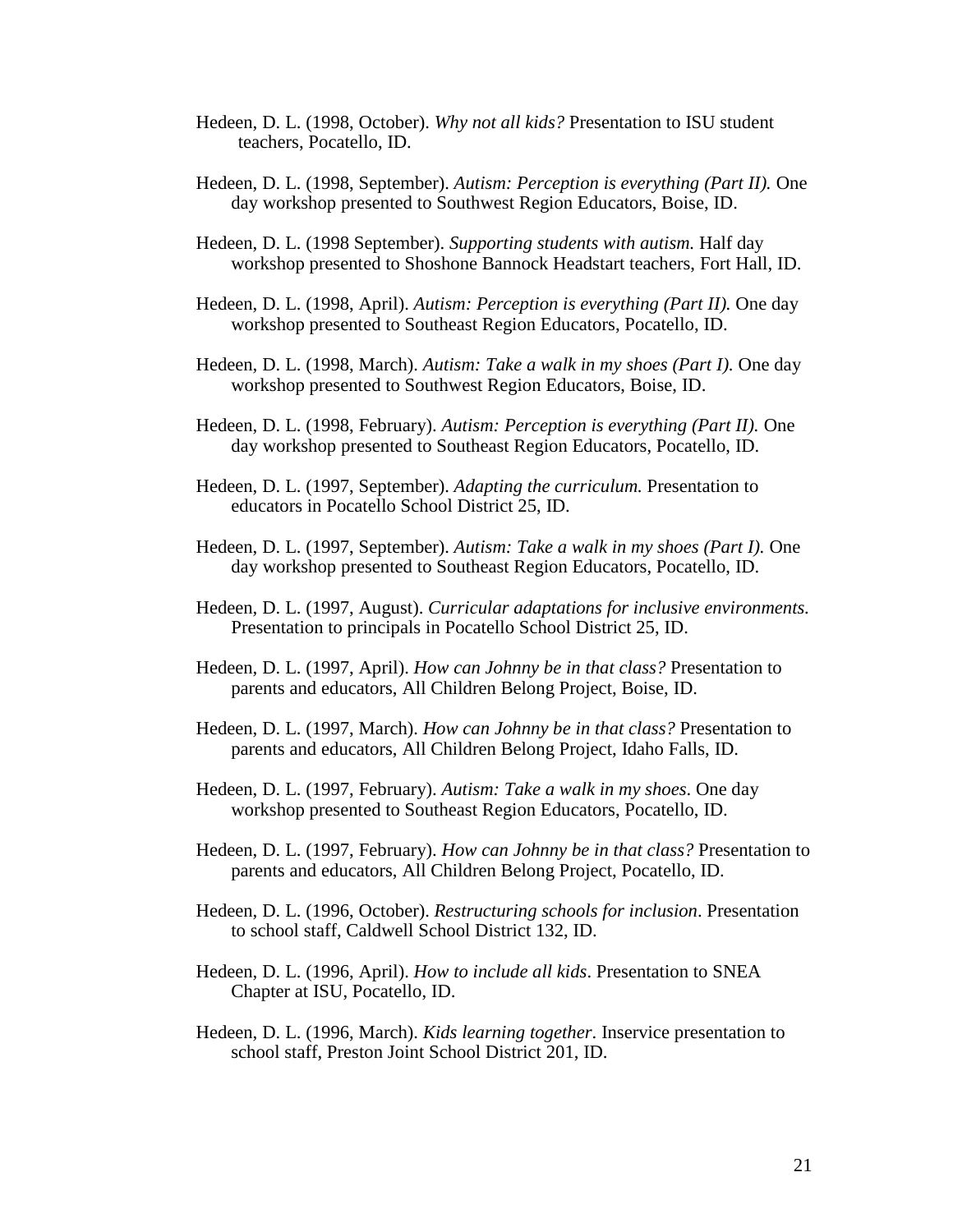Hedeen, D. L. (1998, October). *Why not all kids?* Presentation to ISU student teachers, Pocatello, ID.

Hedeen, D. L. (1998, September). *Autism: Perception is everything (Part II).* One day workshop presented to Southwest Region Educators, Boise, ID.

Hedeen, D. L. (1998 September). *Supporting students with autism.* Half day workshop presented to Shoshone Bannock Headstart teachers, Fort Hall, ID.

Hedeen, D. L. (1998, April). *Autism: Perception is everything (Part II).* One day workshop presented to Southeast Region Educators, Pocatello, ID.

Hedeen, D. L. (1998, March). *Autism: Take a walk in my shoes (Part I).* One day workshop presented to Southwest Region Educators, Boise, ID.

Hedeen, D. L. (1998, February). *Autism: Perception is everything (Part II).* One day workshop presented to Southeast Region Educators, Pocatello, ID.

Hedeen, D. L. (1997, September). *Adapting the curriculum.* Presentation to educators in Pocatello School District 25, ID.

Hedeen, D. L. (1997, September). *Autism: Take a walk in my shoes (Part I).* One day workshop presented to Southeast Region Educators, Pocatello, ID.

Hedeen, D. L. (1997, August). *Curricular adaptations for inclusive environments.* Presentation to principals in Pocatello School District 25, ID.

Hedeen, D. L. (1997, April). *How can Johnny be in that class?* Presentation to parents and educators, All Children Belong Project, Boise, ID.

Hedeen, D. L. (1997, March). *How can Johnny be in that class?* Presentation to parents and educators, All Children Belong Project, Idaho Falls, ID.

Hedeen, D. L. (1997, February). *Autism: Take a walk in my shoes.* One day workshop presented to Southeast Region Educators, Pocatello, ID.

Hedeen, D. L. (1997, February). *How can Johnny be in that class?* Presentation to parents and educators, All Children Belong Project, Pocatello, ID.

Hedeen, D. L. (1996, October). *Restructuring schools for inclusion*. Presentation to school staff, Caldwell School District 132, ID.

Hedeen, D. L. (1996, April). *How to include all kids*. Presentation to SNEA Chapter at ISU, Pocatello, ID.

Hedeen, D. L. (1996, March). *Kids learning together*. Inservice presentation to school staff, Preston Joint School District 201, ID.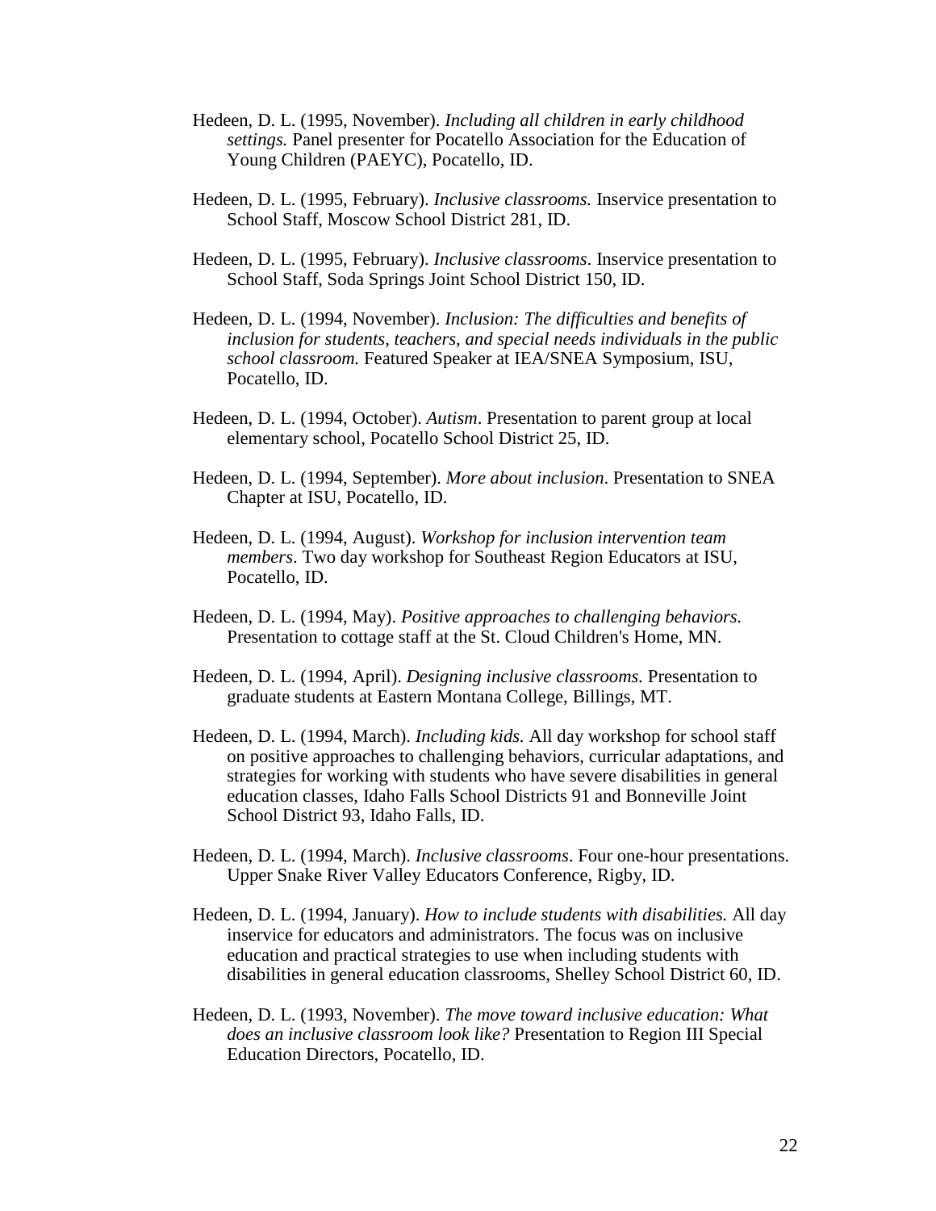Hedeen, D. L. (1995, November). *Including all children in early childhood settings.* Panel presenter for Pocatello Association for the Education of Young Children (PAEYC), Pocatello, ID.

Hedeen, D. L. (1995, February). *Inclusive classrooms.* Inservice presentation to School Staff, Moscow School District 281, ID.

Hedeen, D. L. (1995, February). *Inclusive classrooms*. Inservice presentation to School Staff, Soda Springs Joint School District 150, ID.

Hedeen, D. L. (1994, November). *Inclusion: The difficulties and benefits of inclusion for students, teachers, and special needs individuals in the public school classroom.* Featured Speaker at IEA/SNEA Symposium, ISU, Pocatello, ID.

Hedeen, D. L. (1994, October). *Autism*. Presentation to parent group at local elementary school, Pocatello School District 25, ID.

Hedeen, D. L. (1994, September). *More about inclusion*. Presentation to SNEA Chapter at ISU, Pocatello, ID.

Hedeen, D. L. (1994, August). *Workshop for inclusion intervention team members*. Two day workshop for Southeast Region Educators at ISU, Pocatello, ID.

Hedeen, D. L. (1994, May). *Positive approaches to challenging behaviors.* Presentation to cottage staff at the St. Cloud Children's Home, MN.

Hedeen, D. L. (1994, April). *Designing inclusive classrooms.* Presentation to graduate students at Eastern Montana College, Billings, MT.

Hedeen, D. L. (1994, March). *Including kids.* All day workshop for school staff on positive approaches to challenging behaviors, curricular adaptations, and strategies for working with students who have severe disabilities in general education classes, Idaho Falls School Districts 91 and Bonneville Joint School District 93, Idaho Falls, ID.

Hedeen, D. L. (1994, March). *Inclusive classrooms*. Four one-hour presentations. Upper Snake River Valley Educators Conference, Rigby, ID.

Hedeen, D. L. (1994, January). *How to include students with disabilities.* All day inservice for educators and administrators. The focus was on inclusive education and practical strategies to use when including students with disabilities in general education classrooms, Shelley School District 60, ID.

Hedeen, D. L. (1993, November). *The move toward inclusive education: What does an inclusive classroom look like?* Presentation to Region III Special Education Directors, Pocatello, ID.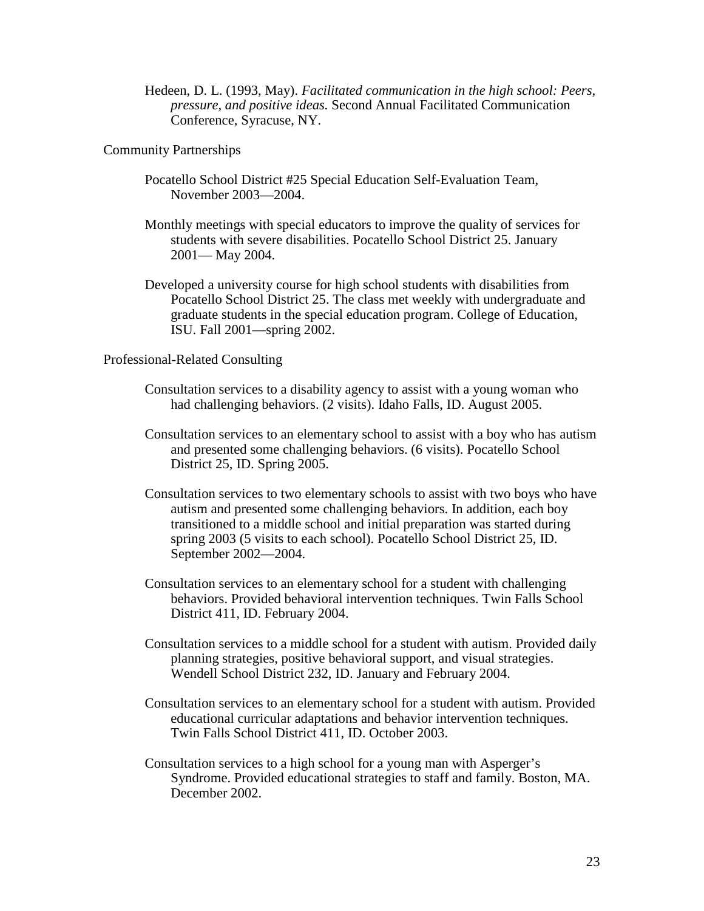Hedeen, D. L. (1993, May). *Facilitated communication in the high school: Peers, pressure, and positive ideas.* Second Annual Facilitated Communication Conference, Syracuse, NY.

Community Partnerships

Pocatello School District #25 Special Education Self-Evaluation Team, November 2003—2004.

Monthly meetings with special educators to improve the quality of services for students with severe disabilities. Pocatello School District 25. January 2001— May 2004.

Developed a university course for high school students with disabilities from Pocatello School District 25. The class met weekly with undergraduate and graduate students in the special education program. College of Education, ISU. Fall 2001—spring 2002.

Professional-Related Consulting

Consultation services to a disability agency to assist with a young woman who had challenging behaviors. (2 visits). Idaho Falls, ID. August 2005.

Consultation services to an elementary school to assist with a boy who has autism and presented some challenging behaviors. (6 visits). Pocatello School District 25, ID. Spring 2005.

Consultation services to two elementary schools to assist with two boys who have autism and presented some challenging behaviors. In addition, each boy transitioned to a middle school and initial preparation was started during spring 2003 (5 visits to each school). Pocatello School District 25, ID. September 2002—2004.

Consultation services to an elementary school for a student with challenging behaviors. Provided behavioral intervention techniques. Twin Falls School District 411, ID. February 2004.

Consultation services to a middle school for a student with autism. Provided daily planning strategies, positive behavioral support, and visual strategies. Wendell School District 232, ID. January and February 2004.

Consultation services to an elementary school for a student with autism. Provided educational curricular adaptations and behavior intervention techniques. Twin Falls School District 411, ID. October 2003.

Consultation services to a high school for a young man with Asperger's Syndrome. Provided educational strategies to staff and family. Boston, MA. December 2002.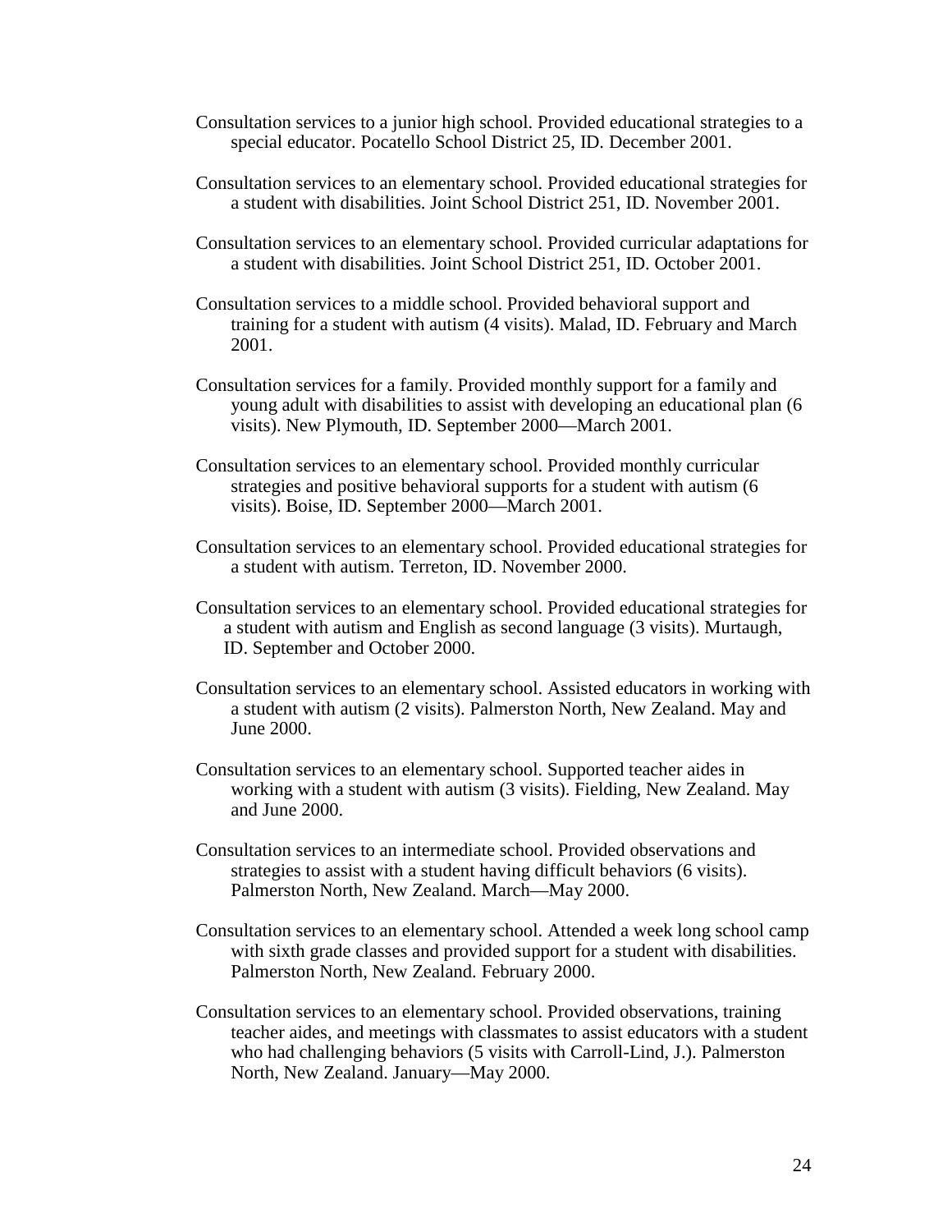Consultation services to a junior high school. Provided educational strategies to a special educator. Pocatello School District 25, ID. December 2001.

Consultation services to an elementary school. Provided educational strategies for a student with disabilities. Joint School District 251, ID. November 2001.

Consultation services to an elementary school. Provided curricular adaptations for a student with disabilities. Joint School District 251, ID. October 2001.

Consultation services to a middle school. Provided behavioral support and training for a student with autism (4 visits). Malad, ID. February and March 2001.

Consultation services for a family. Provided monthly support for a family and young adult with disabilities to assist with developing an educational plan (6 visits). New Plymouth, ID. September 2000—March 2001.

Consultation services to an elementary school. Provided monthly curricular strategies and positive behavioral supports for a student with autism (6 visits). Boise, ID. September 2000—March 2001.

Consultation services to an elementary school. Provided educational strategies for a student with autism. Terreton, ID. November 2000.

Consultation services to an elementary school. Provided educational strategies for a student with autism and English as second language (3 visits). Murtaugh, ID. September and October 2000.

Consultation services to an elementary school. Assisted educators in working with a student with autism (2 visits). Palmerston North, New Zealand. May and June 2000.

Consultation services to an elementary school. Supported teacher aides in working with a student with autism (3 visits). Fielding, New Zealand. May and June 2000.

Consultation services to an intermediate school. Provided observations and strategies to assist with a student having difficult behaviors (6 visits). Palmerston North, New Zealand. March—May 2000.

Consultation services to an elementary school. Attended a week long school camp with sixth grade classes and provided support for a student with disabilities. Palmerston North, New Zealand. February 2000.

Consultation services to an elementary school. Provided observations, training teacher aides, and meetings with classmates to assist educators with a student who had challenging behaviors (5 visits with Carroll-Lind, J.). Palmerston North, New Zealand. January—May 2000.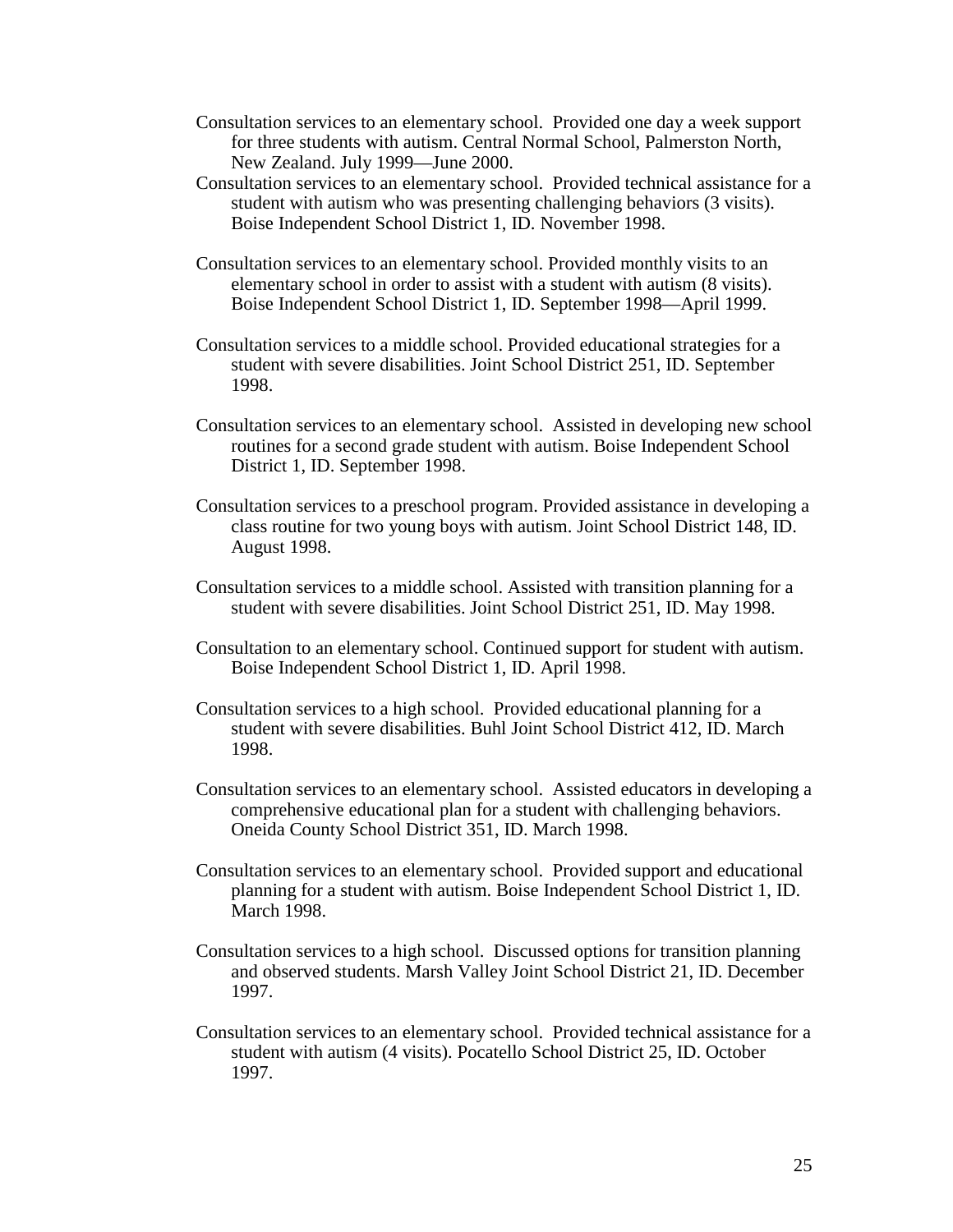Consultation services to an elementary school. Provided one day a week support for three students with autism. Central Normal School, Palmerston North, New Zealand. July 1999—June 2000.

Consultation services to an elementary school. Provided technical assistance for a student with autism who was presenting challenging behaviors (3 visits). Boise Independent School District 1, ID. November 1998.

Consultation services to an elementary school. Provided monthly visits to an elementary school in order to assist with a student with autism (8 visits). Boise Independent School District 1, ID. September 1998—April 1999.

Consultation services to a middle school. Provided educational strategies for a student with severe disabilities. Joint School District 251, ID. September 1998.

Consultation services to an elementary school. Assisted in developing new school routines for a second grade student with autism. Boise Independent School District 1, ID. September 1998.

Consultation services to a preschool program. Provided assistance in developing a class routine for two young boys with autism. Joint School District 148, ID. August 1998.

Consultation services to a middle school. Assisted with transition planning for a student with severe disabilities. Joint School District 251, ID. May 1998.

Consultation to an elementary school. Continued support for student with autism. Boise Independent School District 1, ID. April 1998.

Consultation services to a high school. Provided educational planning for a student with severe disabilities. Buhl Joint School District 412, ID. March 1998.

Consultation services to an elementary school. Assisted educators in developing a comprehensive educational plan for a student with challenging behaviors. Oneida County School District 351, ID. March 1998.

Consultation services to an elementary school. Provided support and educational planning for a student with autism. Boise Independent School District 1, ID. March 1998.

Consultation services to a high school. Discussed options for transition planning and observed students. Marsh Valley Joint School District 21, ID. December 1997.

Consultation services to an elementary school. Provided technical assistance for a student with autism (4 visits). Pocatello School District 25, ID. October 1997.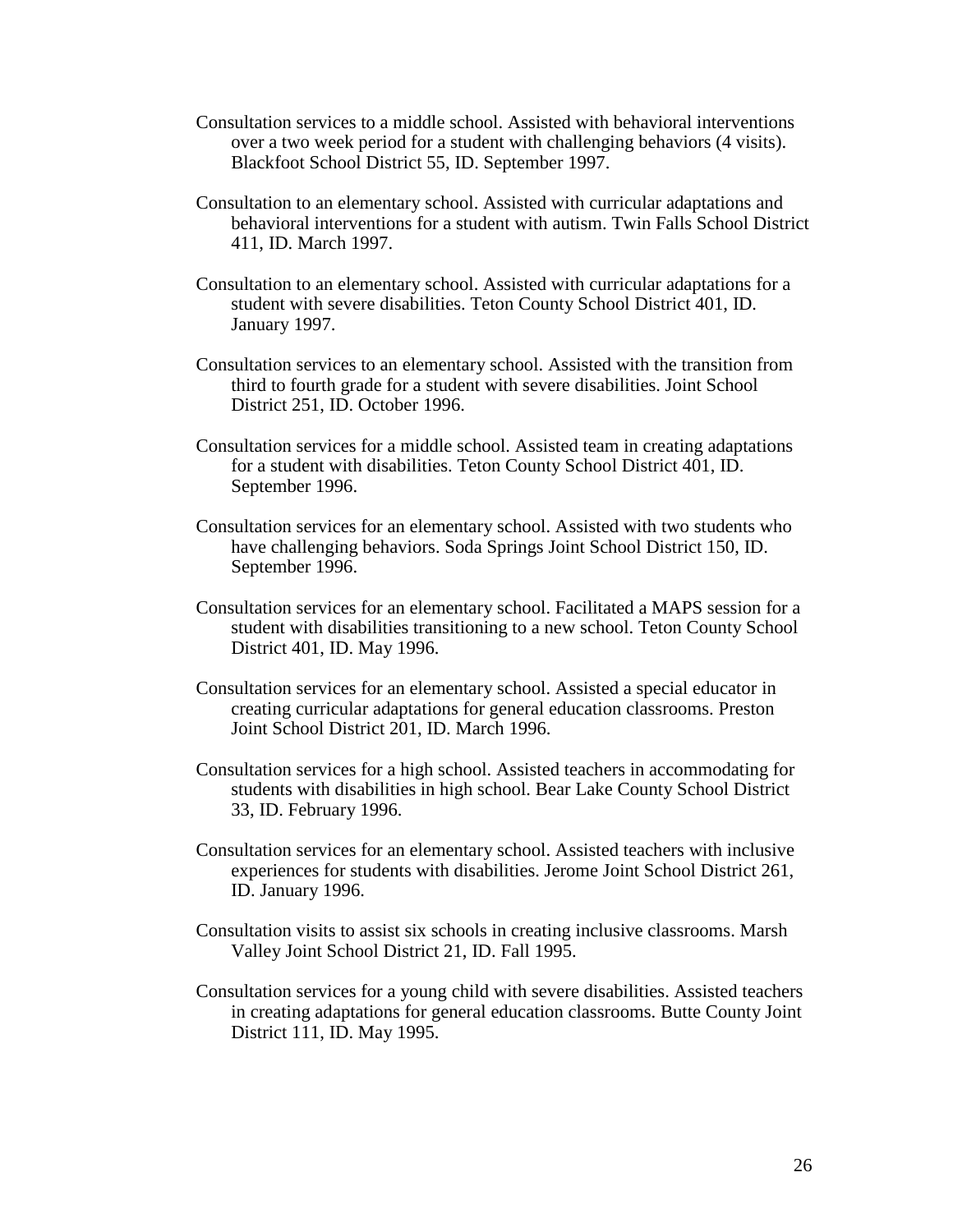Consultation services to a middle school. Assisted with behavioral interventions over a two week period for a student with challenging behaviors (4 visits). Blackfoot School District 55, ID. September 1997.

Consultation to an elementary school. Assisted with curricular adaptations and behavioral interventions for a student with autism. Twin Falls School District 411, ID. March 1997.

Consultation to an elementary school. Assisted with curricular adaptations for a student with severe disabilities. Teton County School District 401, ID. January 1997.

Consultation services to an elementary school. Assisted with the transition from third to fourth grade for a student with severe disabilities. Joint School District 251, ID. October 1996.

Consultation services for a middle school. Assisted team in creating adaptations for a student with disabilities. Teton County School District 401, ID. September 1996.

Consultation services for an elementary school. Assisted with two students who have challenging behaviors. Soda Springs Joint School District 150, ID. September 1996.

Consultation services for an elementary school. Facilitated a MAPS session for a student with disabilities transitioning to a new school. Teton County School District 401, ID. May 1996.

Consultation services for an elementary school. Assisted a special educator in creating curricular adaptations for general education classrooms. Preston Joint School District 201, ID. March 1996.

Consultation services for a high school. Assisted teachers in accommodating for students with disabilities in high school. Bear Lake County School District 33, ID. February 1996.

Consultation services for an elementary school. Assisted teachers with inclusive experiences for students with disabilities. Jerome Joint School District 261, ID. January 1996.

Consultation visits to assist six schools in creating inclusive classrooms. Marsh Valley Joint School District 21, ID. Fall 1995.

Consultation services for a young child with severe disabilities. Assisted teachers in creating adaptations for general education classrooms. Butte County Joint District 111, ID. May 1995.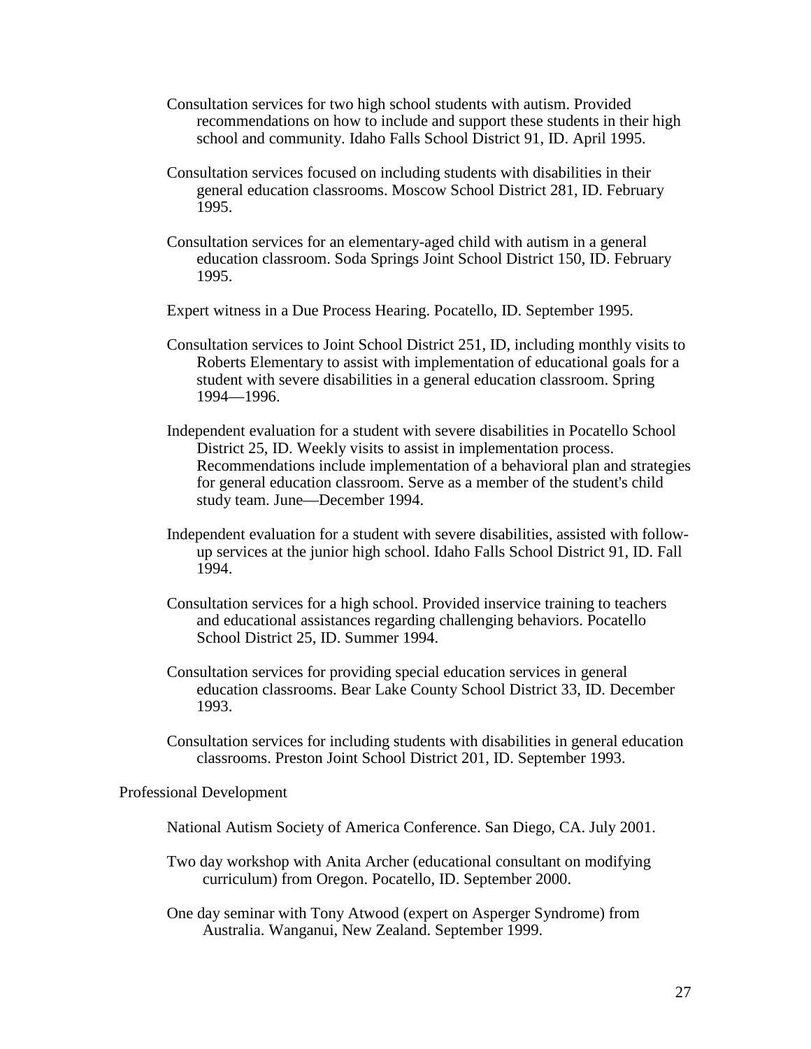Consultation services for two high school students with autism. Provided recommendations on how to include and support these students in their high school and community. Idaho Falls School District 91, ID. April 1995.

Consultation services focused on including students with disabilities in their general education classrooms. Moscow School District 281, ID. February 1995.

Consultation services for an elementary-aged child with autism in a general education classroom. Soda Springs Joint School District 150, ID. February 1995.

Expert witness in a Due Process Hearing. Pocatello, ID. September 1995.

Consultation services to Joint School District 251, ID, including monthly visits to Roberts Elementary to assist with implementation of educational goals for a student with severe disabilities in a general education classroom. Spring 1994—1996.

Independent evaluation for a student with severe disabilities in Pocatello School District 25, ID. Weekly visits to assist in implementation process. Recommendations include implementation of a behavioral plan and strategies for general education classroom. Serve as a member of the student's child study team. June—December 1994.

Independent evaluation for a student with severe disabilities, assisted with follow-up services at the junior high school. Idaho Falls School District 91, ID. Fall 1994.

Consultation services for a high school. Provided inservice training to teachers and educational assistances regarding challenging behaviors. Pocatello School District 25, ID. Summer 1994.

Consultation services for providing special education services in general education classrooms. Bear Lake County School District 33, ID. December 1993.

Consultation services for including students with disabilities in general education classrooms. Preston Joint School District 201, ID. September 1993.

## Professional Development

National Autism Society of America Conference. San Diego, CA. July 2001.

Two day workshop with Anita Archer (educational consultant on modifying curriculum) from Oregon. Pocatello, ID. September 2000.

One day seminar with Tony Atwood (expert on Asperger Syndrome) from Australia. Wanganui, New Zealand. September 1999.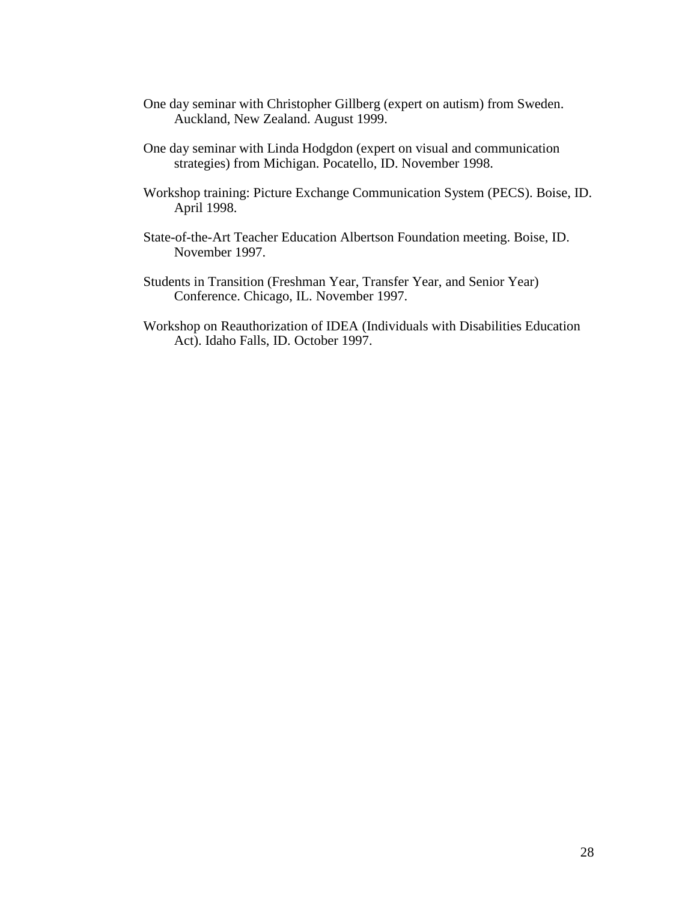One day seminar with Christopher Gillberg (expert on autism) from Sweden. Auckland, New Zealand. August 1999.

One day seminar with Linda Hodgdon (expert on visual and communication strategies) from Michigan. Pocatello, ID. November 1998.

Workshop training: Picture Exchange Communication System (PECS). Boise, ID. April 1998.

State-of-the-Art Teacher Education Albertson Foundation meeting. Boise, ID. November 1997.

Students in Transition (Freshman Year, Transfer Year, and Senior Year) Conference. Chicago, IL. November 1997.

Workshop on Reauthorization of IDEA (Individuals with Disabilities Education Act). Idaho Falls, ID. October 1997.